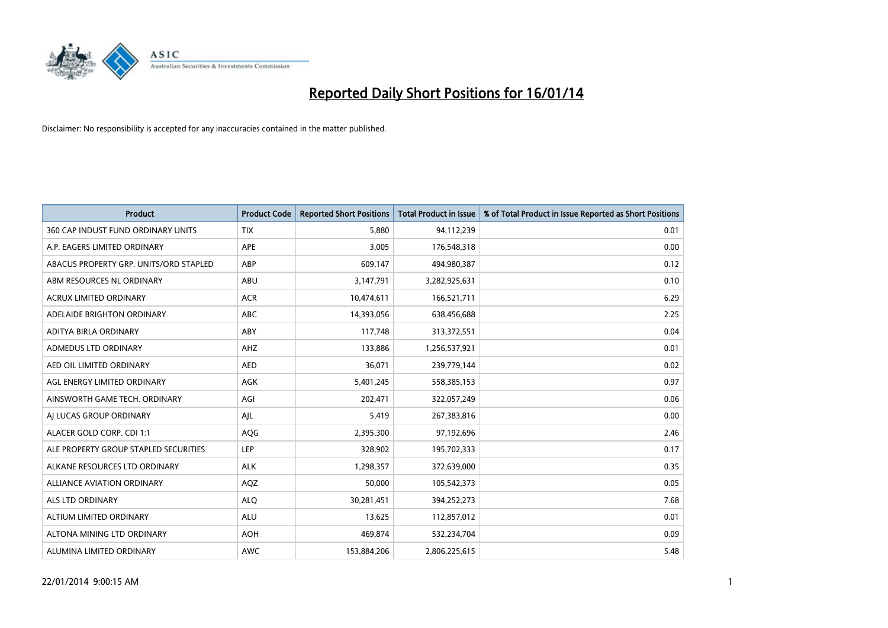# Reported Daily Short Positions for 16/01/14

Disclaimer: No responsibility is accepted for any inaccuracies contained in the matter published.

| Product | Product Code | Reported Short Positions | Total Product in Issue | % of Total Product in Issue Reported as Short Positions |
|---|---|---|---|---|
| 360 CAP INDUST FUND ORDINARY UNITS | TIX | 5,880 | 94,112,239 | 0.01 |
| A.P. EAGERS LIMITED ORDINARY | APE | 3,005 | 176,548,318 | 0.00 |
| ABACUS PROPERTY GRP. UNITS/ORD STAPLED | ABP | 609,147 | 494,980,387 | 0.12 |
| ABM RESOURCES NL ORDINARY | ABU | 3,147,791 | 3,282,925,631 | 0.10 |
| ACRUX LIMITED ORDINARY | ACR | 10,474,611 | 166,521,711 | 6.29 |
| ADELAIDE BRIGHTON ORDINARY | ABC | 14,393,056 | 638,456,688 | 2.25 |
| ADITYA BIRLA ORDINARY | ABY | 117,748 | 313,372,551 | 0.04 |
| ADMEDUS LTD ORDINARY | AHZ | 133,886 | 1,256,537,921 | 0.01 |
| AED OIL LIMITED ORDINARY | AED | 36,071 | 239,779,144 | 0.02 |
| AGL ENERGY LIMITED ORDINARY | AGK | 5,401,245 | 558,385,153 | 0.97 |
| AINSWORTH GAME TECH. ORDINARY | AGI | 202,471 | 322,057,249 | 0.06 |
| AJ LUCAS GROUP ORDINARY | AJL | 5,419 | 267,383,816 | 0.00 |
| ALACER GOLD CORP. CDI 1:1 | AQG | 2,395,300 | 97,192,696 | 2.46 |
| ALE PROPERTY GROUP STAPLED SECURITIES | LEP | 328,902 | 195,702,333 | 0.17 |
| ALKANE RESOURCES LTD ORDINARY | ALK | 1,298,357 | 372,639,000 | 0.35 |
| ALLIANCE AVIATION ORDINARY | AQZ | 50,000 | 105,542,373 | 0.05 |
| ALS LTD ORDINARY | ALQ | 30,281,451 | 394,252,273 | 7.68 |
| ALTIUM LIMITED ORDINARY | ALU | 13,625 | 112,857,012 | 0.01 |
| ALTONA MINING LTD ORDINARY | AOH | 469,874 | 532,234,704 | 0.09 |
| ALUMINA LIMITED ORDINARY | AWC | 153,884,206 | 2,806,225,615 | 5.48 |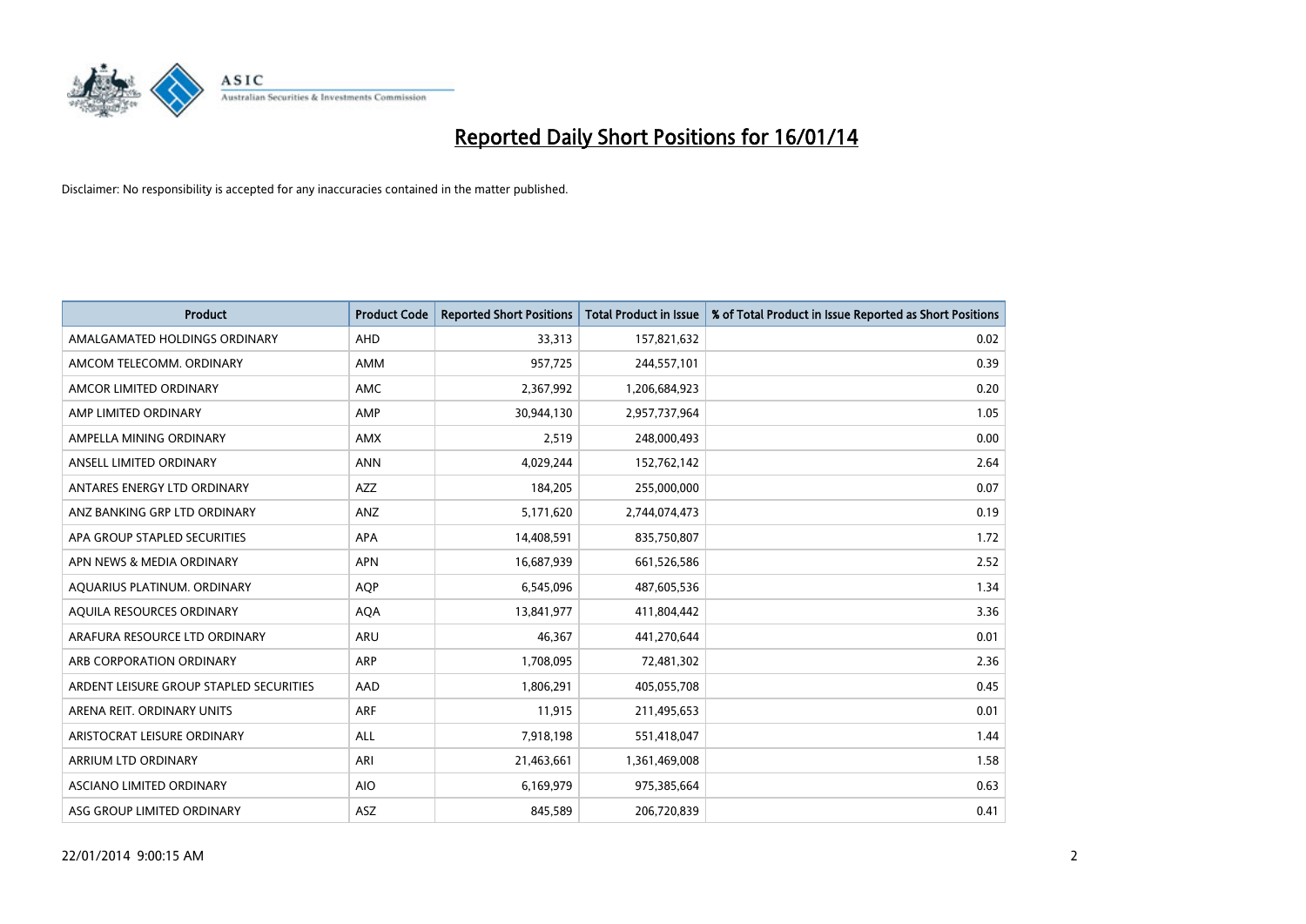# Reported Daily Short Positions for 16/01/14

Disclaimer: No responsibility is accepted for any inaccuracies contained in the matter published.

| Product | Product Code | Reported Short Positions | Total Product in Issue | % of Total Product in Issue Reported as Short Positions |
|---|---|---|---|---|
| AMALGAMATED HOLDINGS ORDINARY | AHD | 33,313 | 157,821,632 | 0.02 |
| AMCOM TELECOMM. ORDINARY | AMM | 957,725 | 244,557,101 | 0.39 |
| AMCOR LIMITED ORDINARY | AMC | 2,367,992 | 1,206,684,923 | 0.20 |
| AMP LIMITED ORDINARY | AMP | 30,944,130 | 2,957,737,964 | 1.05 |
| AMPELLA MINING ORDINARY | AMX | 2,519 | 248,000,493 | 0.00 |
| ANSELL LIMITED ORDINARY | ANN | 4,029,244 | 152,762,142 | 2.64 |
| ANTARES ENERGY LTD ORDINARY | AZZ | 184,205 | 255,000,000 | 0.07 |
| ANZ BANKING GRP LTD ORDINARY | ANZ | 5,171,620 | 2,744,074,473 | 0.19 |
| APA GROUP STAPLED SECURITIES | APA | 14,408,591 | 835,750,807 | 1.72 |
| APN NEWS & MEDIA ORDINARY | APN | 16,687,939 | 661,526,586 | 2.52 |
| AQUARIUS PLATINUM. ORDINARY | AQP | 6,545,096 | 487,605,536 | 1.34 |
| AQUILA RESOURCES ORDINARY | AQA | 13,841,977 | 411,804,442 | 3.36 |
| ARAFURA RESOURCE LTD ORDINARY | ARU | 46,367 | 441,270,644 | 0.01 |
| ARB CORPORATION ORDINARY | ARP | 1,708,095 | 72,481,302 | 2.36 |
| ARDENT LEISURE GROUP STAPLED SECURITIES | AAD | 1,806,291 | 405,055,708 | 0.45 |
| ARENA REIT. ORDINARY UNITS | ARF | 11,915 | 211,495,653 | 0.01 |
| ARISTOCRAT LEISURE ORDINARY | ALL | 7,918,198 | 551,418,047 | 1.44 |
| ARRIUM LTD ORDINARY | ARI | 21,463,661 | 1,361,469,008 | 1.58 |
| ASCIANO LIMITED ORDINARY | AIO | 6,169,979 | 975,385,664 | 0.63 |
| ASG GROUP LIMITED ORDINARY | ASZ | 845,589 | 206,720,839 | 0.41 |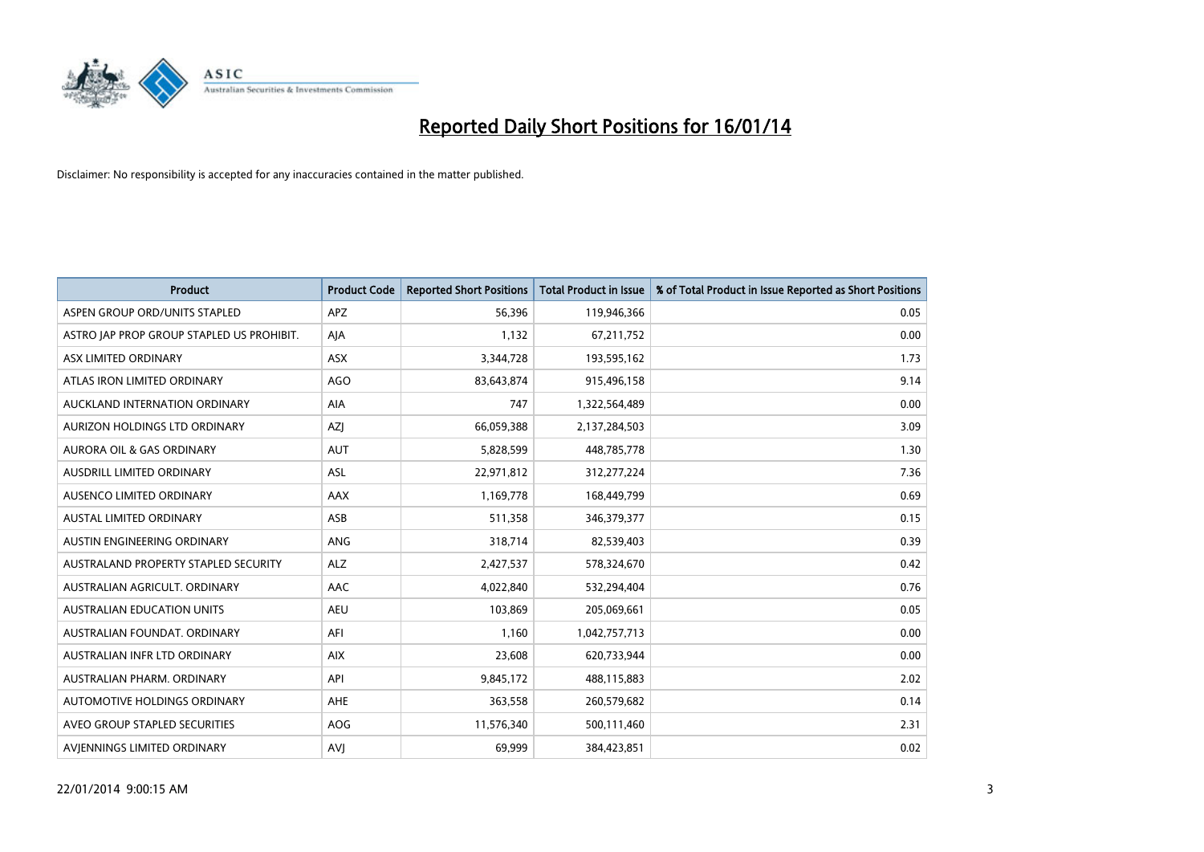# Reported Daily Short Positions for 16/01/14

Disclaimer: No responsibility is accepted for any inaccuracies contained in the matter published.

| Product | Product Code | Reported Short Positions | Total Product in Issue | % of Total Product in Issue Reported as Short Positions |
|---|---|---|---|---|
| ASPEN GROUP ORD/UNITS STAPLED | APZ | 56,396 | 119,946,366 | 0.05 |
| ASTRO JAP PROP GROUP STAPLED US PROHIBIT. | AJA | 1,132 | 67,211,752 | 0.00 |
| ASX LIMITED ORDINARY | ASX | 3,344,728 | 193,595,162 | 1.73 |
| ATLAS IRON LIMITED ORDINARY | AGO | 83,643,874 | 915,496,158 | 9.14 |
| AUCKLAND INTERNATION ORDINARY | AIA | 747 | 1,322,564,489 | 0.00 |
| AURIZON HOLDINGS LTD ORDINARY | AZJ | 66,059,388 | 2,137,284,503 | 3.09 |
| AURORA OIL & GAS ORDINARY | AUT | 5,828,599 | 448,785,778 | 1.30 |
| AUSDRILL LIMITED ORDINARY | ASL | 22,971,812 | 312,277,224 | 7.36 |
| AUSENCO LIMITED ORDINARY | AAX | 1,169,778 | 168,449,799 | 0.69 |
| AUSTAL LIMITED ORDINARY | ASB | 511,358 | 346,379,377 | 0.15 |
| AUSTIN ENGINEERING ORDINARY | ANG | 318,714 | 82,539,403 | 0.39 |
| AUSTRALAND PROPERTY STAPLED SECURITY | ALZ | 2,427,537 | 578,324,670 | 0.42 |
| AUSTRALIAN AGRICULT. ORDINARY | AAC | 4,022,840 | 532,294,404 | 0.76 |
| AUSTRALIAN EDUCATION UNITS | AEU | 103,869 | 205,069,661 | 0.05 |
| AUSTRALIAN FOUNDAT. ORDINARY | AFI | 1,160 | 1,042,757,713 | 0.00 |
| AUSTRALIAN INFR LTD ORDINARY | AIX | 23,608 | 620,733,944 | 0.00 |
| AUSTRALIAN PHARM. ORDINARY | API | 9,845,172 | 488,115,883 | 2.02 |
| AUTOMOTIVE HOLDINGS ORDINARY | AHE | 363,558 | 260,579,682 | 0.14 |
| AVEO GROUP STAPLED SECURITIES | AOG | 11,576,340 | 500,111,460 | 2.31 |
| AVJENNINGS LIMITED ORDINARY | AVJ | 69,999 | 384,423,851 | 0.02 |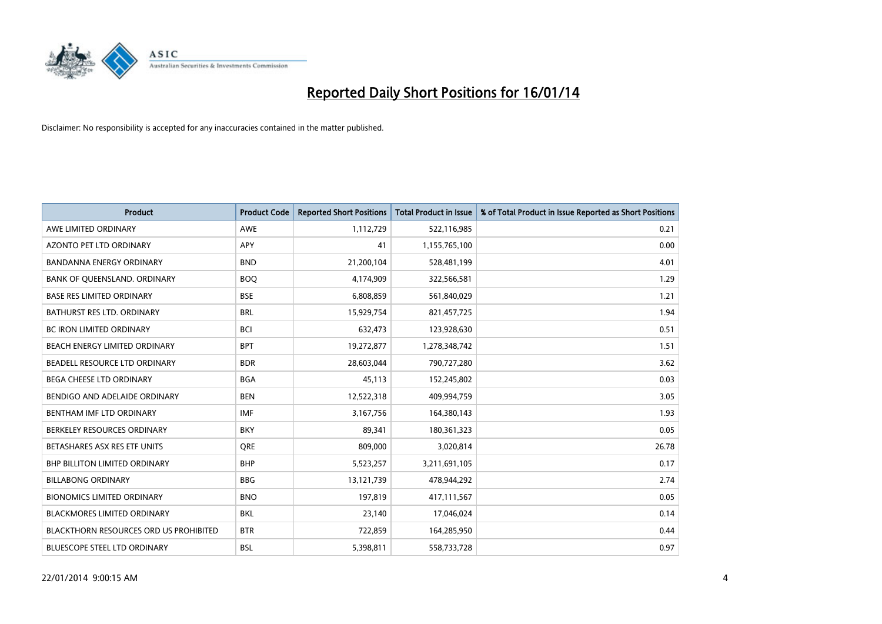# Reported Daily Short Positions for 16/01/14

Disclaimer: No responsibility is accepted for any inaccuracies contained in the matter published.

| Product | Product Code | Reported Short Positions | Total Product in Issue | % of Total Product in Issue Reported as Short Positions |
|---|---|---|---|---|
| AWE LIMITED ORDINARY | AWE | 1,112,729 | 522,116,985 | 0.21 |
| AZONTO PET LTD ORDINARY | APY | 41 | 1,155,765,100 | 0.00 |
| BANDANNA ENERGY ORDINARY | BND | 21,200,104 | 528,481,199 | 4.01 |
| BANK OF QUEENSLAND. ORDINARY | BOQ | 4,174,909 | 322,566,581 | 1.29 |
| BASE RES LIMITED ORDINARY | BSE | 6,808,859 | 561,840,029 | 1.21 |
| BATHURST RES LTD. ORDINARY | BRL | 15,929,754 | 821,457,725 | 1.94 |
| BC IRON LIMITED ORDINARY | BCI | 632,473 | 123,928,630 | 0.51 |
| BEACH ENERGY LIMITED ORDINARY | BPT | 19,272,877 | 1,278,348,742 | 1.51 |
| BEADELL RESOURCE LTD ORDINARY | BDR | 28,603,044 | 790,727,280 | 3.62 |
| BEGA CHEESE LTD ORDINARY | BGA | 45,113 | 152,245,802 | 0.03 |
| BENDIGO AND ADELAIDE ORDINARY | BEN | 12,522,318 | 409,994,759 | 3.05 |
| BENTHAM IMF LTD ORDINARY | IMF | 3,167,756 | 164,380,143 | 1.93 |
| BERKELEY RESOURCES ORDINARY | BKY | 89,341 | 180,361,323 | 0.05 |
| BETASHARES ASX RES ETF UNITS | QRE | 809,000 | 3,020,814 | 26.78 |
| BHP BILLITON LIMITED ORDINARY | BHP | 5,523,257 | 3,211,691,105 | 0.17 |
| BILLABONG ORDINARY | BBG | 13,121,739 | 478,944,292 | 2.74 |
| BIONOMICS LIMITED ORDINARY | BNO | 197,819 | 417,111,567 | 0.05 |
| BLACKMORES LIMITED ORDINARY | BKL | 23,140 | 17,046,024 | 0.14 |
| BLACKTHORN RESOURCES ORD US PROHIBITED | BTR | 722,859 | 164,285,950 | 0.44 |
| BLUESCOPE STEEL LTD ORDINARY | BSL | 5,398,811 | 558,733,728 | 0.97 |

22/01/2014 9:00:15 AM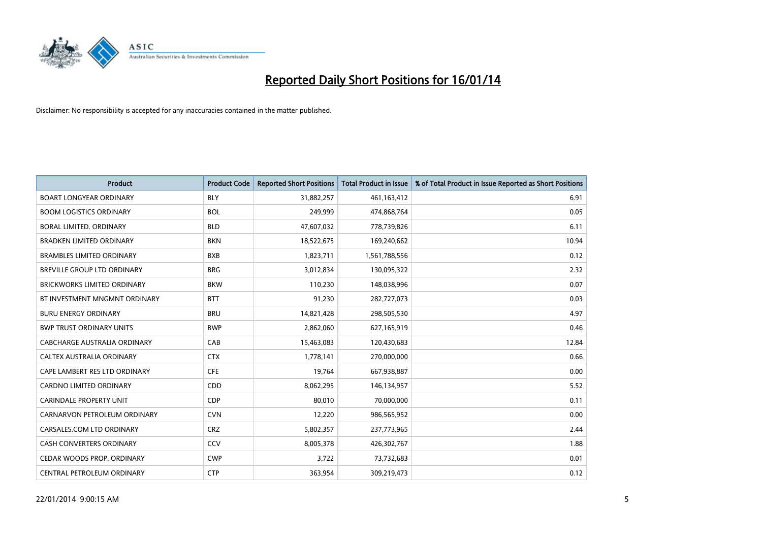# Reported Daily Short Positions for 16/01/14

Disclaimer: No responsibility is accepted for any inaccuracies contained in the matter published.

| Product | Product Code | Reported Short Positions | Total Product in Issue | % of Total Product in Issue Reported as Short Positions |
|---|---|---|---|---|
| BOART LONGYEAR ORDINARY | BLY | 31,882,257 | 461,163,412 | 6.91 |
| BOOM LOGISTICS ORDINARY | BOL | 249,999 | 474,868,764 | 0.05 |
| BORAL LIMITED. ORDINARY | BLD | 47,607,032 | 778,739,826 | 6.11 |
| BRADKEN LIMITED ORDINARY | BKN | 18,522,675 | 169,240,662 | 10.94 |
| BRAMBLES LIMITED ORDINARY | BXB | 1,823,711 | 1,561,788,556 | 0.12 |
| BREVILLE GROUP LTD ORDINARY | BRG | 3,012,834 | 130,095,322 | 2.32 |
| BRICKWORKS LIMITED ORDINARY | BKW | 110,230 | 148,038,996 | 0.07 |
| BT INVESTMENT MNGMNT ORDINARY | BTT | 91,230 | 282,727,073 | 0.03 |
| BURU ENERGY ORDINARY | BRU | 14,821,428 | 298,505,530 | 4.97 |
| BWP TRUST ORDINARY UNITS | BWP | 2,862,060 | 627,165,919 | 0.46 |
| CABCHARGE AUSTRALIA ORDINARY | CAB | 15,463,083 | 120,430,683 | 12.84 |
| CALTEX AUSTRALIA ORDINARY | CTX | 1,778,141 | 270,000,000 | 0.66 |
| CAPE LAMBERT RES LTD ORDINARY | CFE | 19,764 | 667,938,887 | 0.00 |
| CARDNO LIMITED ORDINARY | CDD | 8,062,295 | 146,134,957 | 5.52 |
| CARINDALE PROPERTY UNIT | CDP | 80,010 | 70,000,000 | 0.11 |
| CARNARVON PETROLEUM ORDINARY | CVN | 12,220 | 986,565,952 | 0.00 |
| CARSALES.COM LTD ORDINARY | CRZ | 5,802,357 | 237,773,965 | 2.44 |
| CASH CONVERTERS ORDINARY | CCV | 8,005,378 | 426,302,767 | 1.88 |
| CEDAR WOODS PROP. ORDINARY | CWP | 3,722 | 73,732,683 | 0.01 |
| CENTRAL PETROLEUM ORDINARY | CTP | 363,954 | 309,219,473 | 0.12 |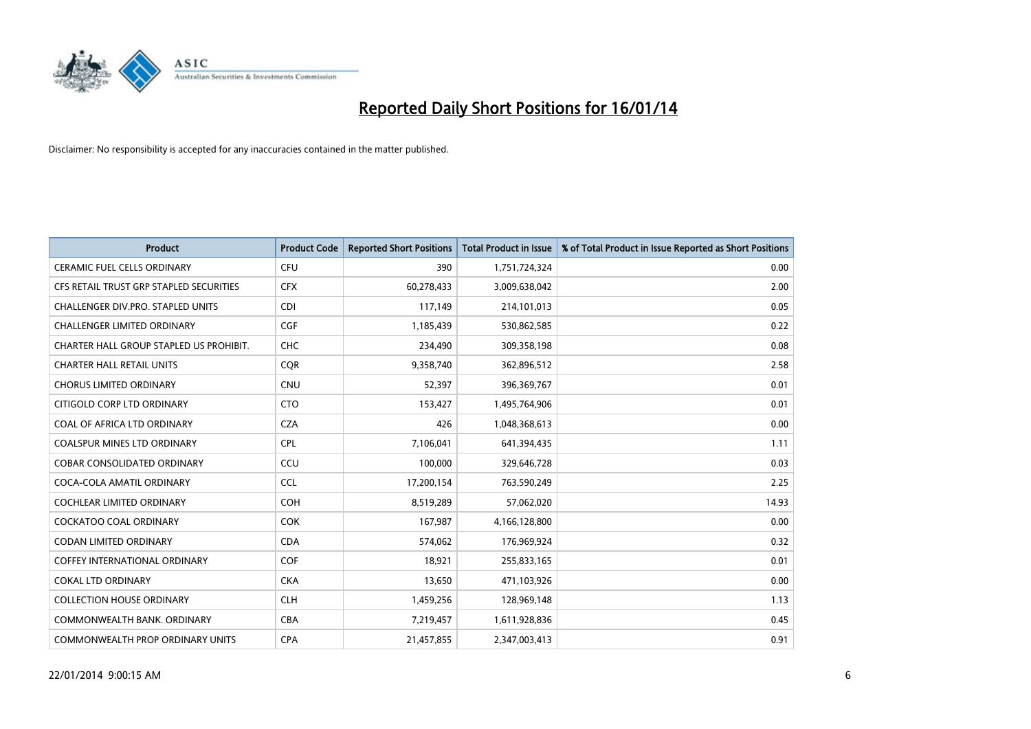# Reported Daily Short Positions for 16/01/14

Disclaimer: No responsibility is accepted for any inaccuracies contained in the matter published.

| Product | Product Code | Reported Short Positions | Total Product in Issue | % of Total Product in Issue Reported as Short Positions |
|---|---|---|---|---|
| CERAMIC FUEL CELLS ORDINARY | CFU | 390 | 1,751,724,324 | 0.00 |
| CFS RETAIL TRUST GRP STAPLED SECURITIES | CFX | 60,278,433 | 3,009,638,042 | 2.00 |
| CHALLENGER DIV.PRO. STAPLED UNITS | CDI | 117,149 | 214,101,013 | 0.05 |
| CHALLENGER LIMITED ORDINARY | CGF | 1,185,439 | 530,862,585 | 0.22 |
| CHARTER HALL GROUP STAPLED US PROHIBIT. | CHC | 234,490 | 309,358,198 | 0.08 |
| CHARTER HALL RETAIL UNITS | CQR | 9,358,740 | 362,896,512 | 2.58 |
| CHORUS LIMITED ORDINARY | CNU | 52,397 | 396,369,767 | 0.01 |
| CITIGOLD CORP LTD ORDINARY | CTO | 153,427 | 1,495,764,906 | 0.01 |
| COAL OF AFRICA LTD ORDINARY | CZA | 426 | 1,048,368,613 | 0.00 |
| COALSPUR MINES LTD ORDINARY | CPL | 7,106,041 | 641,394,435 | 1.11 |
| COBAR CONSOLIDATED ORDINARY | CCU | 100,000 | 329,646,728 | 0.03 |
| COCA-COLA AMATIL ORDINARY | CCL | 17,200,154 | 763,590,249 | 2.25 |
| COCHLEAR LIMITED ORDINARY | COH | 8,519,289 | 57,062,020 | 14.93 |
| COCKATOO COAL ORDINARY | COK | 167,987 | 4,166,128,800 | 0.00 |
| CODAN LIMITED ORDINARY | CDA | 574,062 | 176,969,924 | 0.32 |
| COFFEY INTERNATIONAL ORDINARY | COF | 18,921 | 255,833,165 | 0.01 |
| COKAL LTD ORDINARY | CKA | 13,650 | 471,103,926 | 0.00 |
| COLLECTION HOUSE ORDINARY | CLH | 1,459,256 | 128,969,148 | 1.13 |
| COMMONWEALTH BANK. ORDINARY | CBA | 7,219,457 | 1,611,928,836 | 0.45 |
| COMMONWEALTH PROP ORDINARY UNITS | CPA | 21,457,855 | 2,347,003,413 | 0.91 |

22/01/2014 9:00:15 AM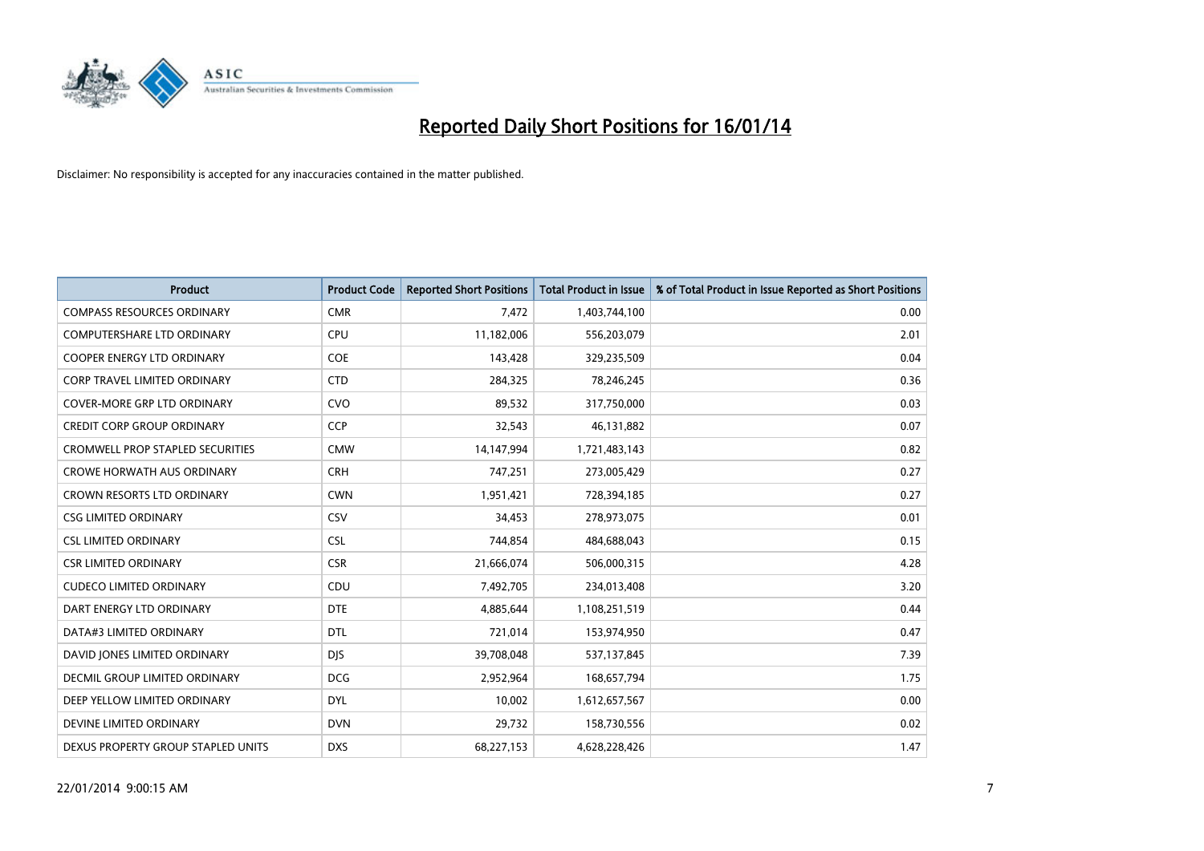# Reported Daily Short Positions for 16/01/14

Disclaimer: No responsibility is accepted for any inaccuracies contained in the matter published.

| Product | Product Code | Reported Short Positions | Total Product in Issue | % of Total Product in Issue Reported as Short Positions |
|---|---|---|---|---|
| COMPASS RESOURCES ORDINARY | CMR | 7,472 | 1,403,744,100 | 0.00 |
| COMPUTERSHARE LTD ORDINARY | CPU | 11,182,006 | 556,203,079 | 2.01 |
| COOPER ENERGY LTD ORDINARY | COE | 143,428 | 329,235,509 | 0.04 |
| CORP TRAVEL LIMITED ORDINARY | CTD | 284,325 | 78,246,245 | 0.36 |
| COVER-MORE GRP LTD ORDINARY | CVO | 89,532 | 317,750,000 | 0.03 |
| CREDIT CORP GROUP ORDINARY | CCP | 32,543 | 46,131,882 | 0.07 |
| CROMWELL PROP STAPLED SECURITIES | CMW | 14,147,994 | 1,721,483,143 | 0.82 |
| CROWE HORWATH AUS ORDINARY | CRH | 747,251 | 273,005,429 | 0.27 |
| CROWN RESORTS LTD ORDINARY | CWN | 1,951,421 | 728,394,185 | 0.27 |
| CSG LIMITED ORDINARY | CSV | 34,453 | 278,973,075 | 0.01 |
| CSL LIMITED ORDINARY | CSL | 744,854 | 484,688,043 | 0.15 |
| CSR LIMITED ORDINARY | CSR | 21,666,074 | 506,000,315 | 4.28 |
| CUDECO LIMITED ORDINARY | CDU | 7,492,705 | 234,013,408 | 3.20 |
| DART ENERGY LTD ORDINARY | DTE | 4,885,644 | 1,108,251,519 | 0.44 |
| DATA#3 LIMITED ORDINARY | DTL | 721,014 | 153,974,950 | 0.47 |
| DAVID JONES LIMITED ORDINARY | DJS | 39,708,048 | 537,137,845 | 7.39 |
| DECMIL GROUP LIMITED ORDINARY | DCG | 2,952,964 | 168,657,794 | 1.75 |
| DEEP YELLOW LIMITED ORDINARY | DYL | 10,002 | 1,612,657,567 | 0.00 |
| DEVINE LIMITED ORDINARY | DVN | 29,732 | 158,730,556 | 0.02 |
| DEXUS PROPERTY GROUP STAPLED UNITS | DXS | 68,227,153 | 4,628,228,426 | 1.47 |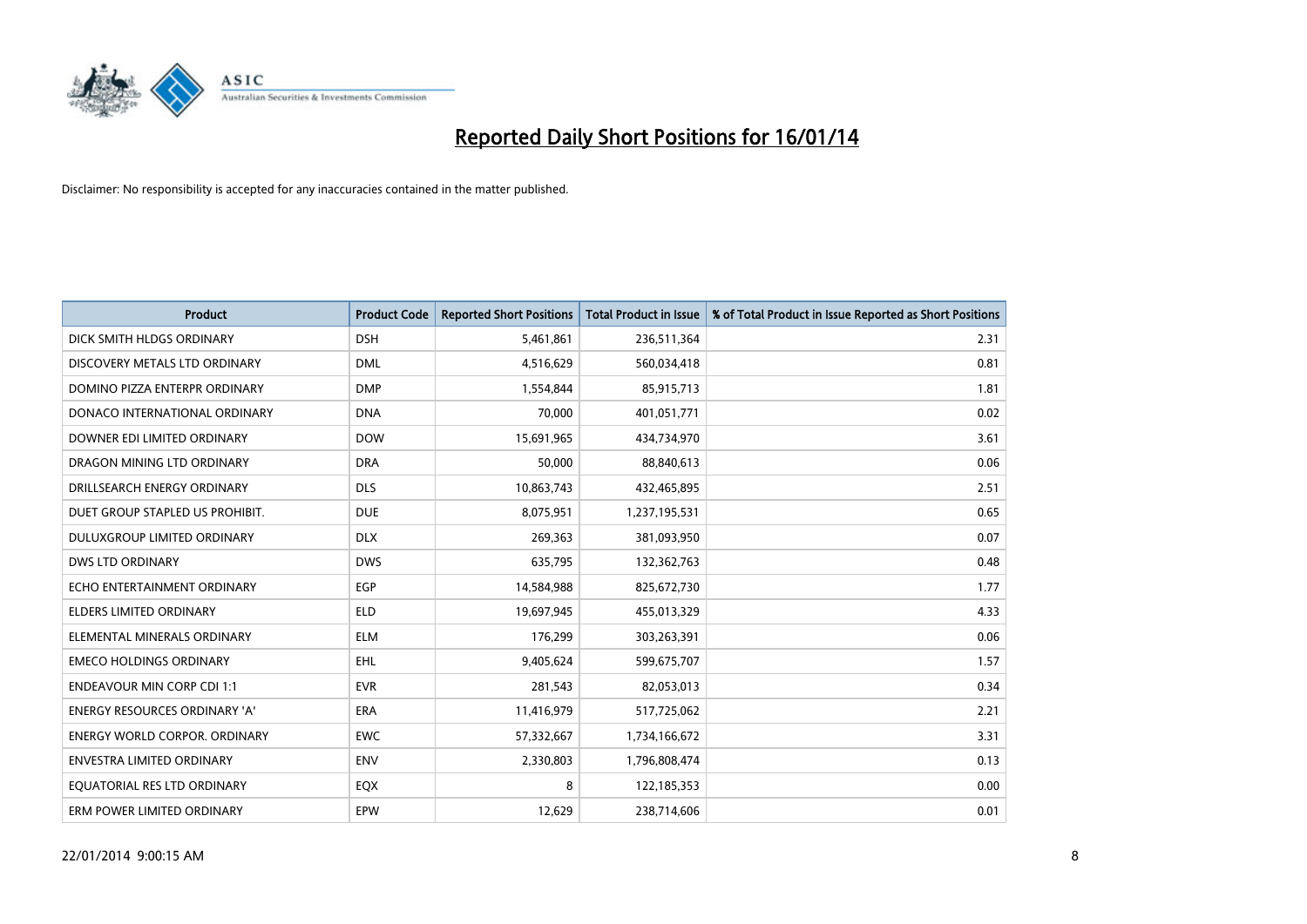# Reported Daily Short Positions for 16/01/14

Disclaimer: No responsibility is accepted for any inaccuracies contained in the matter published.

| Product | Product Code | Reported Short Positions | Total Product in Issue | % of Total Product in Issue Reported as Short Positions |
|---|---|---|---|---|
| DICK SMITH HLDGS ORDINARY | DSH | 5,461,861 | 236,511,364 | 2.31 |
| DISCOVERY METALS LTD ORDINARY | DML | 4,516,629 | 560,034,418 | 0.81 |
| DOMINO PIZZA ENTERPR ORDINARY | DMP | 1,554,844 | 85,915,713 | 1.81 |
| DONACO INTERNATIONAL ORDINARY | DNA | 70,000 | 401,051,771 | 0.02 |
| DOWNER EDI LIMITED ORDINARY | DOW | 15,691,965 | 434,734,970 | 3.61 |
| DRAGON MINING LTD ORDINARY | DRA | 50,000 | 88,840,613 | 0.06 |
| DRILLSEARCH ENERGY ORDINARY | DLS | 10,863,743 | 432,465,895 | 2.51 |
| DUET GROUP STAPLED US PROHIBIT. | DUE | 8,075,951 | 1,237,195,531 | 0.65 |
| DULUXGROUP LIMITED ORDINARY | DLX | 269,363 | 381,093,950 | 0.07 |
| DWS LTD ORDINARY | DWS | 635,795 | 132,362,763 | 0.48 |
| ECHO ENTERTAINMENT ORDINARY | EGP | 14,584,988 | 825,672,730 | 1.77 |
| ELDERS LIMITED ORDINARY | ELD | 19,697,945 | 455,013,329 | 4.33 |
| ELEMENTAL MINERALS ORDINARY | ELM | 176,299 | 303,263,391 | 0.06 |
| EMECO HOLDINGS ORDINARY | EHL | 9,405,624 | 599,675,707 | 1.57 |
| ENDEAVOUR MIN CORP CDI 1:1 | EVR | 281,543 | 82,053,013 | 0.34 |
| ENERGY RESOURCES ORDINARY 'A' | ERA | 11,416,979 | 517,725,062 | 2.21 |
| ENERGY WORLD CORPOR. ORDINARY | EWC | 57,332,667 | 1,734,166,672 | 3.31 |
| ENVESTRA LIMITED ORDINARY | ENV | 2,330,803 | 1,796,808,474 | 0.13 |
| EQUATORIAL RES LTD ORDINARY | EQX | 8 | 122,185,353 | 0.00 |
| ERM POWER LIMITED ORDINARY | EPW | 12,629 | 238,714,606 | 0.01 |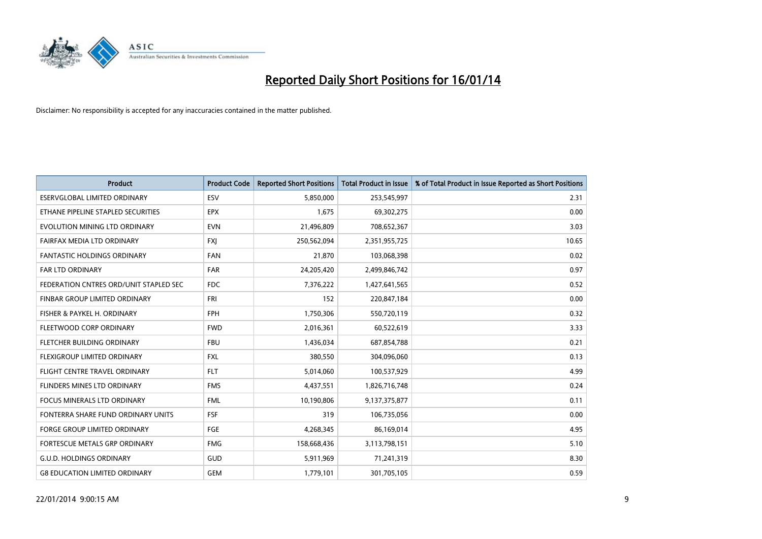# Reported Daily Short Positions for 16/01/14

Disclaimer: No responsibility is accepted for any inaccuracies contained in the matter published.

| Product | Product Code | Reported Short Positions | Total Product in Issue | % of Total Product in Issue Reported as Short Positions |
|---|---|---|---|---|
| ESERVGLOBAL LIMITED ORDINARY | ESV | 5,850,000 | 253,545,997 | 2.31 |
| ETHANE PIPELINE STAPLED SECURITIES | EPX | 1,675 | 69,302,275 | 0.00 |
| EVOLUTION MINING LTD ORDINARY | EVN | 21,496,809 | 708,652,367 | 3.03 |
| FAIRFAX MEDIA LTD ORDINARY | FXJ | 250,562,094 | 2,351,955,725 | 10.65 |
| FANTASTIC HOLDINGS ORDINARY | FAN | 21,870 | 103,068,398 | 0.02 |
| FAR LTD ORDINARY | FAR | 24,205,420 | 2,499,846,742 | 0.97 |
| FEDERATION CNTRES ORD/UNIT STAPLED SEC | FDC | 7,376,222 | 1,427,641,565 | 0.52 |
| FINBAR GROUP LIMITED ORDINARY | FRI | 152 | 220,847,184 | 0.00 |
| FISHER & PAYKEL H. ORDINARY | FPH | 1,750,306 | 550,720,119 | 0.32 |
| FLEETWOOD CORP ORDINARY | FWD | 2,016,361 | 60,522,619 | 3.33 |
| FLETCHER BUILDING ORDINARY | FBU | 1,436,034 | 687,854,788 | 0.21 |
| FLEXIGROUP LIMITED ORDINARY | FXL | 380,550 | 304,096,060 | 0.13 |
| FLIGHT CENTRE TRAVEL ORDINARY | FLT | 5,014,060 | 100,537,929 | 4.99 |
| FLINDERS MINES LTD ORDINARY | FMS | 4,437,551 | 1,826,716,748 | 0.24 |
| FOCUS MINERALS LTD ORDINARY | FML | 10,190,806 | 9,137,375,877 | 0.11 |
| FONTERRA SHARE FUND ORDINARY UNITS | FSF | 319 | 106,735,056 | 0.00 |
| FORGE GROUP LIMITED ORDINARY | FGE | 4,268,345 | 86,169,014 | 4.95 |
| FORTESCUE METALS GRP ORDINARY | FMG | 158,668,436 | 3,113,798,151 | 5.10 |
| G.U.D. HOLDINGS ORDINARY | GUD | 5,911,969 | 71,241,319 | 8.30 |
| G8 EDUCATION LIMITED ORDINARY | GEM | 1,779,101 | 301,705,105 | 0.59 |

22/01/2014 9:00:15 AM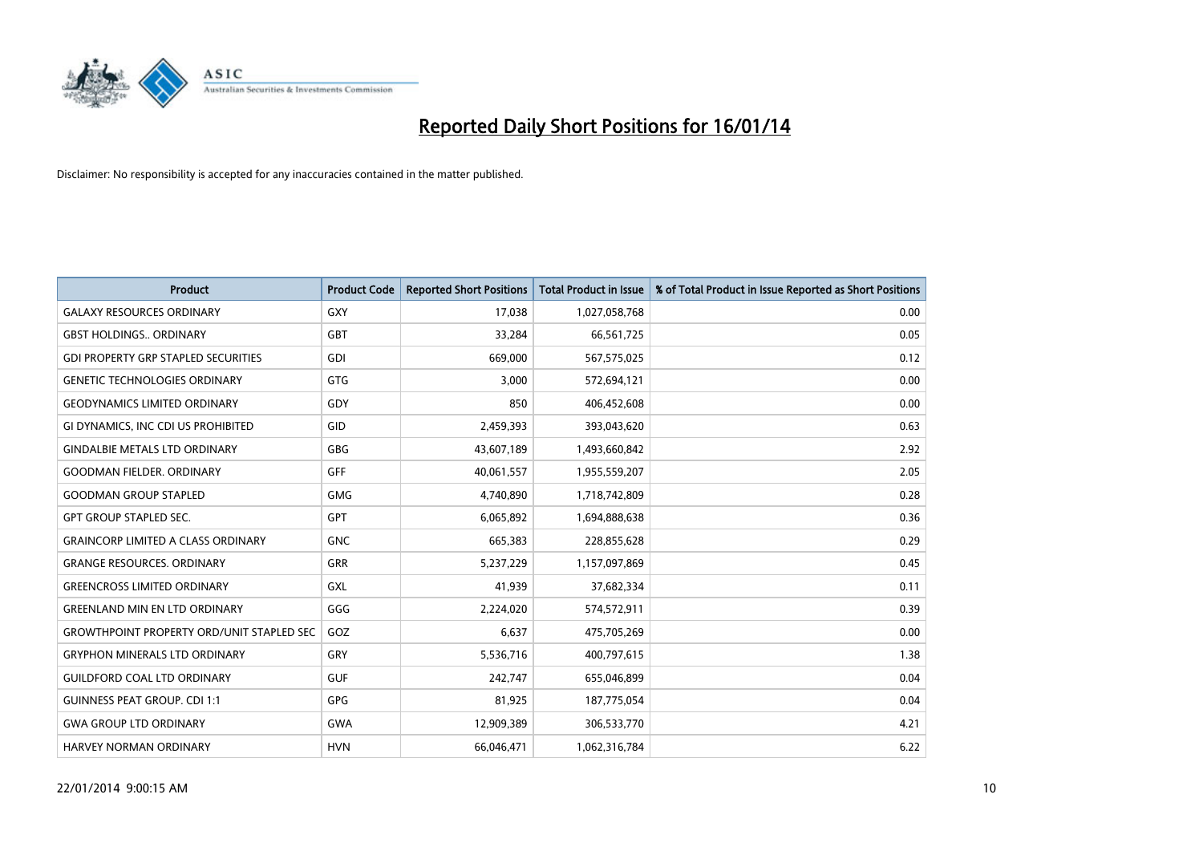# Reported Daily Short Positions for 16/01/14

Disclaimer: No responsibility is accepted for any inaccuracies contained in the matter published.

| Product | Product Code | Reported Short Positions | Total Product in Issue | % of Total Product in Issue Reported as Short Positions |
|---|---|---|---|---|
| GALAXY RESOURCES ORDINARY | GXY | 17,038 | 1,027,058,768 | 0.00 |
| GBST HOLDINGS.. ORDINARY | GBT | 33,284 | 66,561,725 | 0.05 |
| GDI PROPERTY GRP STAPLED SECURITIES | GDI | 669,000 | 567,575,025 | 0.12 |
| GENETIC TECHNOLOGIES ORDINARY | GTG | 3,000 | 572,694,121 | 0.00 |
| GEODYNAMICS LIMITED ORDINARY | GDY | 850 | 406,452,608 | 0.00 |
| GI DYNAMICS, INC CDI US PROHIBITED | GID | 2,459,393 | 393,043,620 | 0.63 |
| GINDALBIE METALS LTD ORDINARY | GBG | 43,607,189 | 1,493,660,842 | 2.92 |
| GOODMAN FIELDER. ORDINARY | GFF | 40,061,557 | 1,955,559,207 | 2.05 |
| GOODMAN GROUP STAPLED | GMG | 4,740,890 | 1,718,742,809 | 0.28 |
| GPT GROUP STAPLED SEC. | GPT | 6,065,892 | 1,694,888,638 | 0.36 |
| GRAINCORP LIMITED A CLASS ORDINARY | GNC | 665,383 | 228,855,628 | 0.29 |
| GRANGE RESOURCES. ORDINARY | GRR | 5,237,229 | 1,157,097,869 | 0.45 |
| GREENCROSS LIMITED ORDINARY | GXL | 41,939 | 37,682,334 | 0.11 |
| GREENLAND MIN EN LTD ORDINARY | GGG | 2,224,020 | 574,572,911 | 0.39 |
| GROWTHPOINT PROPERTY ORD/UNIT STAPLED SEC | GOZ | 6,637 | 475,705,269 | 0.00 |
| GRYPHON MINERALS LTD ORDINARY | GRY | 5,536,716 | 400,797,615 | 1.38 |
| GUILDFORD COAL LTD ORDINARY | GUF | 242,747 | 655,046,899 | 0.04 |
| GUINNESS PEAT GROUP. CDI 1:1 | GPG | 81,925 | 187,775,054 | 0.04 |
| GWA GROUP LTD ORDINARY | GWA | 12,909,389 | 306,533,770 | 4.21 |
| HARVEY NORMAN ORDINARY | HVN | 66,046,471 | 1,062,316,784 | 6.22 |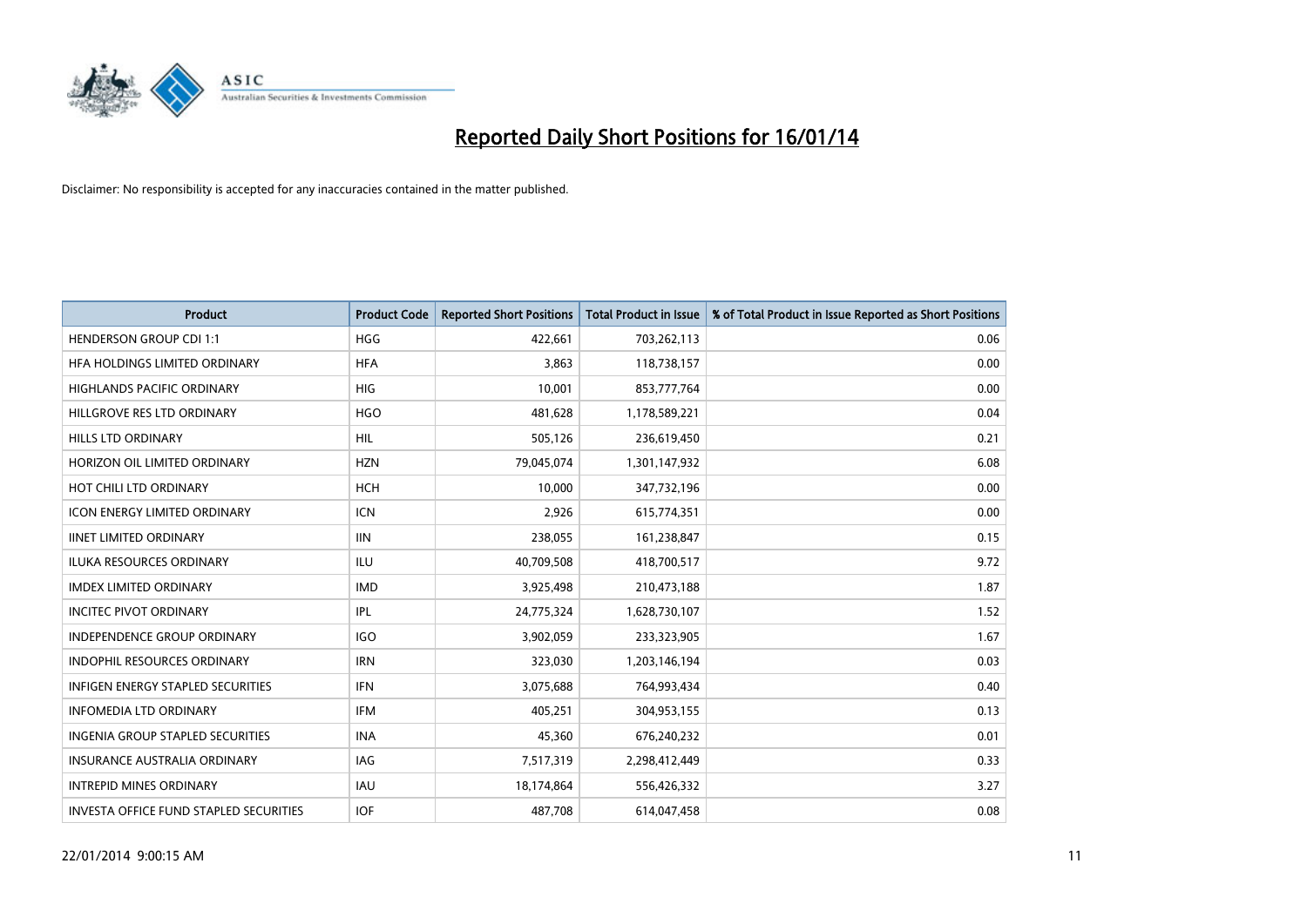# Reported Daily Short Positions for 16/01/14

Disclaimer: No responsibility is accepted for any inaccuracies contained in the matter published.

| Product | Product Code | Reported Short Positions | Total Product in Issue | % of Total Product in Issue Reported as Short Positions |
|---|---|---|---|---|
| HENDERSON GROUP CDI 1:1 | HGG | 422,661 | 703,262,113 | 0.06 |
| HFA HOLDINGS LIMITED ORDINARY | HFA | 3,863 | 118,738,157 | 0.00 |
| HIGHLANDS PACIFIC ORDINARY | HIG | 10,001 | 853,777,764 | 0.00 |
| HILLGROVE RES LTD ORDINARY | HGO | 481,628 | 1,178,589,221 | 0.04 |
| HILLS LTD ORDINARY | HIL | 505,126 | 236,619,450 | 0.21 |
| HORIZON OIL LIMITED ORDINARY | HZN | 79,045,074 | 1,301,147,932 | 6.08 |
| HOT CHILI LTD ORDINARY | HCH | 10,000 | 347,732,196 | 0.00 |
| ICON ENERGY LIMITED ORDINARY | ICN | 2,926 | 615,774,351 | 0.00 |
| IINET LIMITED ORDINARY | IIN | 238,055 | 161,238,847 | 0.15 |
| ILUKA RESOURCES ORDINARY | ILU | 40,709,508 | 418,700,517 | 9.72 |
| IMDEX LIMITED ORDINARY | IMD | 3,925,498 | 210,473,188 | 1.87 |
| INCITEC PIVOT ORDINARY | IPL | 24,775,324 | 1,628,730,107 | 1.52 |
| INDEPENDENCE GROUP ORDINARY | IGO | 3,902,059 | 233,323,905 | 1.67 |
| INDOPHIL RESOURCES ORDINARY | IRN | 323,030 | 1,203,146,194 | 0.03 |
| INFIGEN ENERGY STAPLED SECURITIES | IFN | 3,075,688 | 764,993,434 | 0.40 |
| INFOMEDIA LTD ORDINARY | IFM | 405,251 | 304,953,155 | 0.13 |
| INGENIA GROUP STAPLED SECURITIES | INA | 45,360 | 676,240,232 | 0.01 |
| INSURANCE AUSTRALIA ORDINARY | IAG | 7,517,319 | 2,298,412,449 | 0.33 |
| INTREPID MINES ORDINARY | IAU | 18,174,864 | 556,426,332 | 3.27 |
| INVESTA OFFICE FUND STAPLED SECURITIES | IOF | 487,708 | 614,047,458 | 0.08 |

22/01/2014 9:00:15 AM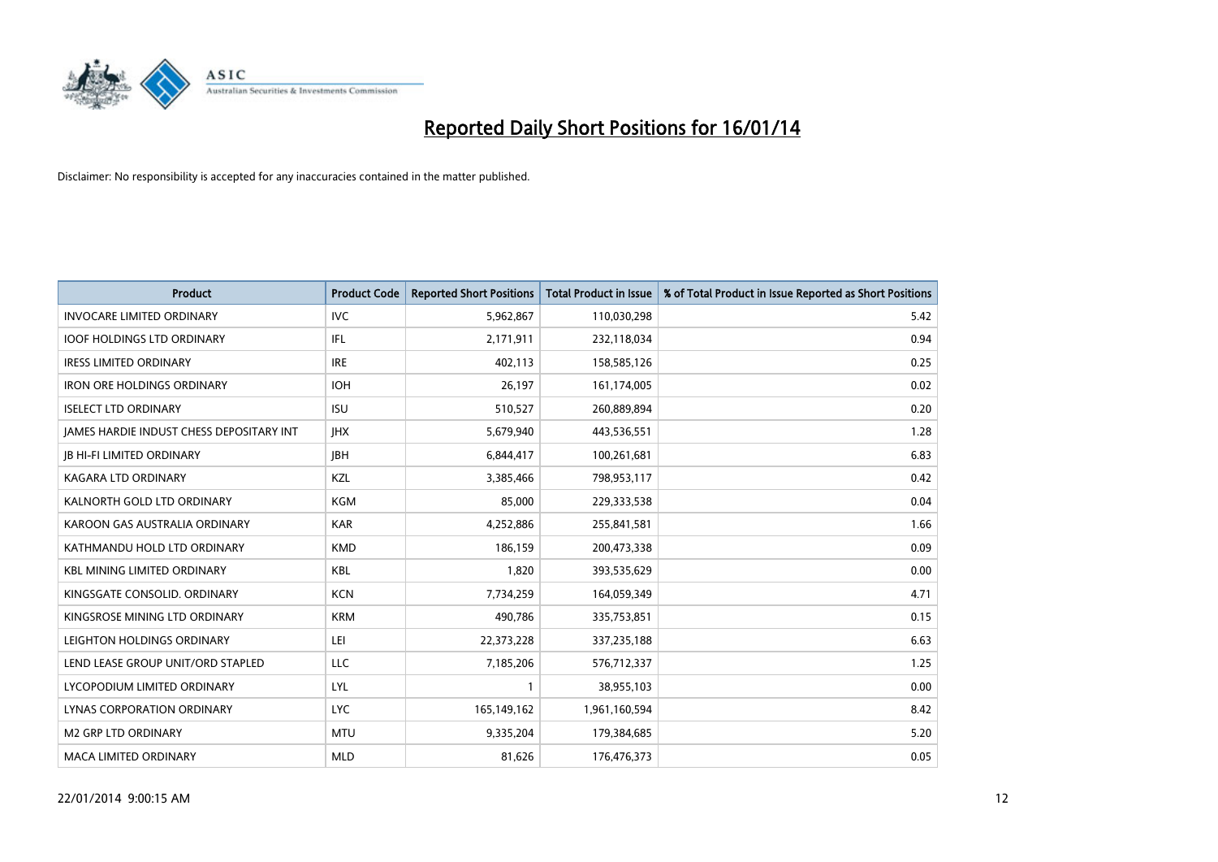# Reported Daily Short Positions for 16/01/14

Disclaimer: No responsibility is accepted for any inaccuracies contained in the matter published.

| Product | Product Code | Reported Short Positions | Total Product in Issue | % of Total Product in Issue Reported as Short Positions |
|---|---|---|---|---|
| INVOCARE LIMITED ORDINARY | IVC | 5,962,867 | 110,030,298 | 5.42 |
| IOOF HOLDINGS LTD ORDINARY | IFL | 2,171,911 | 232,118,034 | 0.94 |
| IRESS LIMITED ORDINARY | IRE | 402,113 | 158,585,126 | 0.25 |
| IRON ORE HOLDINGS ORDINARY | IOH | 26,197 | 161,174,005 | 0.02 |
| ISELECT LTD ORDINARY | ISU | 510,527 | 260,889,894 | 0.20 |
| JAMES HARDIE INDUST CHESS DEPOSITARY INT | JHX | 5,679,940 | 443,536,551 | 1.28 |
| JB HI-FI LIMITED ORDINARY | JBH | 6,844,417 | 100,261,681 | 6.83 |
| KAGARA LTD ORDINARY | KZL | 3,385,466 | 798,953,117 | 0.42 |
| KALNORTH GOLD LTD ORDINARY | KGM | 85,000 | 229,333,538 | 0.04 |
| KAROON GAS AUSTRALIA ORDINARY | KAR | 4,252,886 | 255,841,581 | 1.66 |
| KATHMANDU HOLD LTD ORDINARY | KMD | 186,159 | 200,473,338 | 0.09 |
| KBL MINING LIMITED ORDINARY | KBL | 1,820 | 393,535,629 | 0.00 |
| KINGSGATE CONSOLID. ORDINARY | KCN | 7,734,259 | 164,059,349 | 4.71 |
| KINGSROSE MINING LTD ORDINARY | KRM | 490,786 | 335,753,851 | 0.15 |
| LEIGHTON HOLDINGS ORDINARY | LEI | 22,373,228 | 337,235,188 | 6.63 |
| LEND LEASE GROUP UNIT/ORD STAPLED | LLC | 7,185,206 | 576,712,337 | 1.25 |
| LYCOPODIUM LIMITED ORDINARY | LYL | 1 | 38,955,103 | 0.00 |
| LYNAS CORPORATION ORDINARY | LYC | 165,149,162 | 1,961,160,594 | 8.42 |
| M2 GRP LTD ORDINARY | MTU | 9,335,204 | 179,384,685 | 5.20 |
| MACA LIMITED ORDINARY | MLD | 81,626 | 176,476,373 | 0.05 |

22/01/2014 9:00:15 AM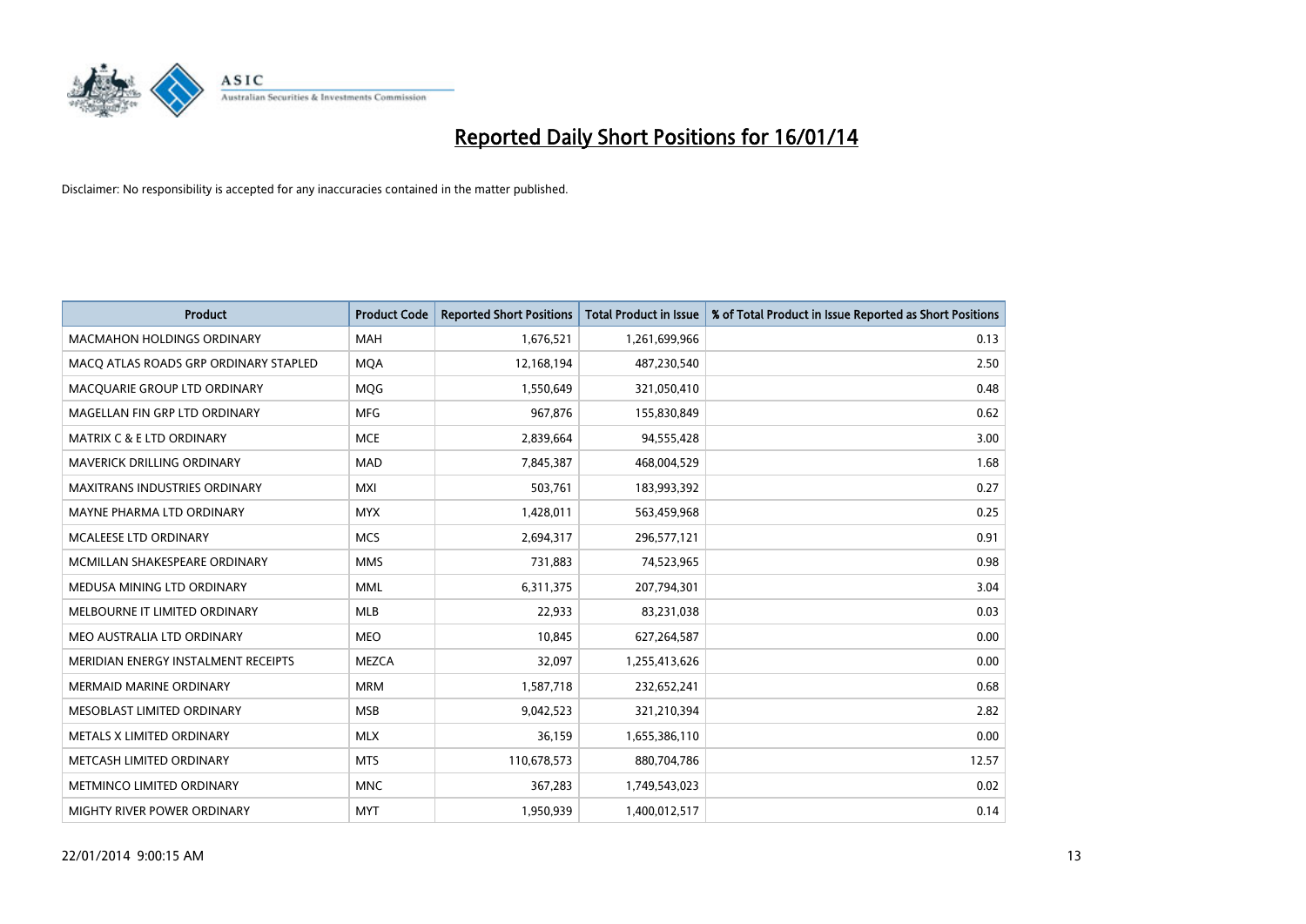# Reported Daily Short Positions for 16/01/14

Disclaimer: No responsibility is accepted for any inaccuracies contained in the matter published.

| Product | Product Code | Reported Short Positions | Total Product in Issue | % of Total Product in Issue Reported as Short Positions |
|---|---|---|---|---|
| MACMAHON HOLDINGS ORDINARY | MAH | 1,676,521 | 1,261,699,966 | 0.13 |
| MACQ ATLAS ROADS GRP ORDINARY STAPLED | MQA | 12,168,194 | 487,230,540 | 2.50 |
| MACQUARIE GROUP LTD ORDINARY | MQG | 1,550,649 | 321,050,410 | 0.48 |
| MAGELLAN FIN GRP LTD ORDINARY | MFG | 967,876 | 155,830,849 | 0.62 |
| MATRIX C & E LTD ORDINARY | MCE | 2,839,664 | 94,555,428 | 3.00 |
| MAVERICK DRILLING ORDINARY | MAD | 7,845,387 | 468,004,529 | 1.68 |
| MAXITRANS INDUSTRIES ORDINARY | MXI | 503,761 | 183,993,392 | 0.27 |
| MAYNE PHARMA LTD ORDINARY | MYX | 1,428,011 | 563,459,968 | 0.25 |
| MCALEESE LTD ORDINARY | MCS | 2,694,317 | 296,577,121 | 0.91 |
| MCMILLAN SHAKESPEARE ORDINARY | MMS | 731,883 | 74,523,965 | 0.98 |
| MEDUSA MINING LTD ORDINARY | MML | 6,311,375 | 207,794,301 | 3.04 |
| MELBOURNE IT LIMITED ORDINARY | MLB | 22,933 | 83,231,038 | 0.03 |
| MEO AUSTRALIA LTD ORDINARY | MEO | 10,845 | 627,264,587 | 0.00 |
| MERIDIAN ENERGY INSTALMENT RECEIPTS | MEZCA | 32,097 | 1,255,413,626 | 0.00 |
| MERMAID MARINE ORDINARY | MRM | 1,587,718 | 232,652,241 | 0.68 |
| MESOBLAST LIMITED ORDINARY | MSB | 9,042,523 | 321,210,394 | 2.82 |
| METALS X LIMITED ORDINARY | MLX | 36,159 | 1,655,386,110 | 0.00 |
| METCASH LIMITED ORDINARY | MTS | 110,678,573 | 880,704,786 | 12.57 |
| METMINCO LIMITED ORDINARY | MNC | 367,283 | 1,749,543,023 | 0.02 |
| MIGHTY RIVER POWER ORDINARY | MYT | 1,950,939 | 1,400,012,517 | 0.14 |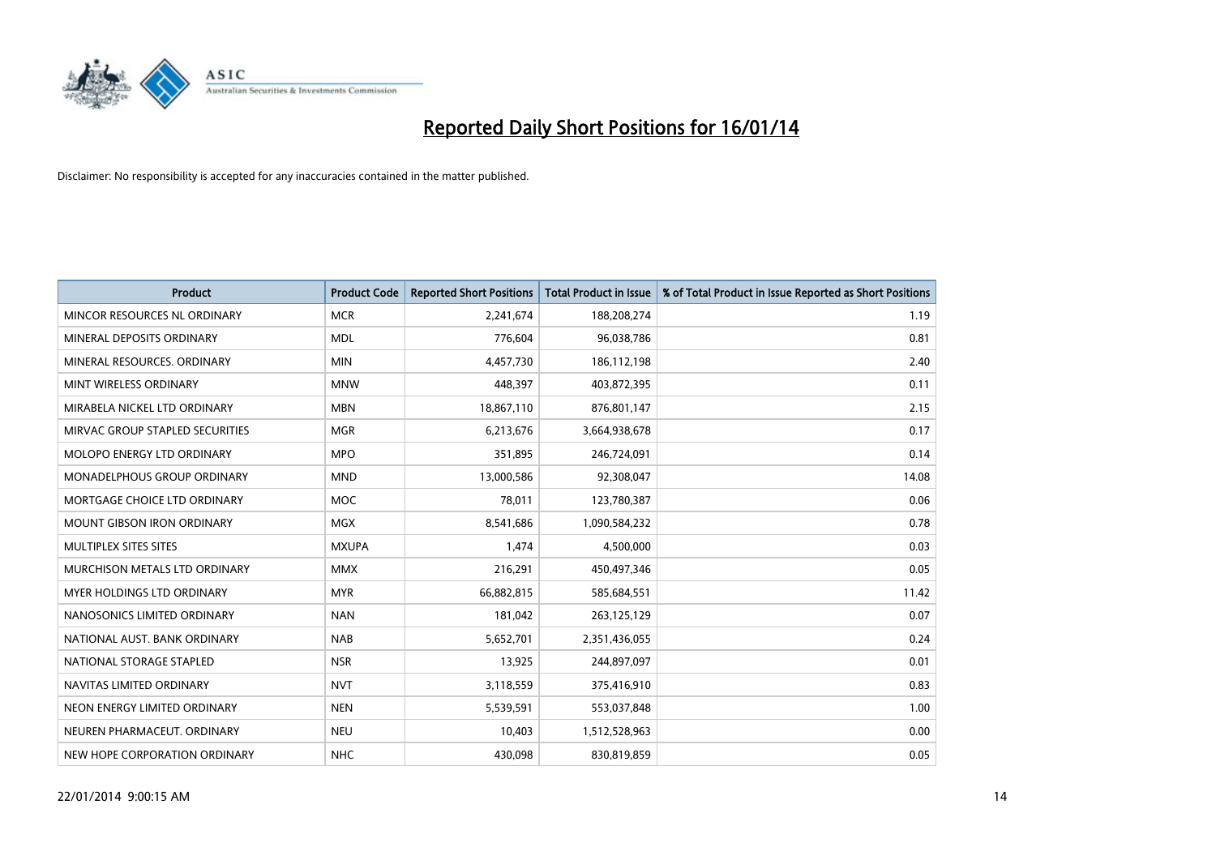# Reported Daily Short Positions for 16/01/14

Disclaimer: No responsibility is accepted for any inaccuracies contained in the matter published.

| Product | Product Code | Reported Short Positions | Total Product in Issue | % of Total Product in Issue Reported as Short Positions |
|---|---|---|---|---|
| MINCOR RESOURCES NL ORDINARY | MCR | 2,241,674 | 188,208,274 | 1.19 |
| MINERAL DEPOSITS ORDINARY | MDL | 776,604 | 96,038,786 | 0.81 |
| MINERAL RESOURCES. ORDINARY | MIN | 4,457,730 | 186,112,198 | 2.40 |
| MINT WIRELESS ORDINARY | MNW | 448,397 | 403,872,395 | 0.11 |
| MIRABELA NICKEL LTD ORDINARY | MBN | 18,867,110 | 876,801,147 | 2.15 |
| MIRVAC GROUP STAPLED SECURITIES | MGR | 6,213,676 | 3,664,938,678 | 0.17 |
| MOLOPO ENERGY LTD ORDINARY | MPO | 351,895 | 246,724,091 | 0.14 |
| MONADELPHOUS GROUP ORDINARY | MND | 13,000,586 | 92,308,047 | 14.08 |
| MORTGAGE CHOICE LTD ORDINARY | MOC | 78,011 | 123,780,387 | 0.06 |
| MOUNT GIBSON IRON ORDINARY | MGX | 8,541,686 | 1,090,584,232 | 0.78 |
| MULTIPLEX SITES SITES | MXUPA | 1,474 | 4,500,000 | 0.03 |
| MURCHISON METALS LTD ORDINARY | MMX | 216,291 | 450,497,346 | 0.05 |
| MYER HOLDINGS LTD ORDINARY | MYR | 66,882,815 | 585,684,551 | 11.42 |
| NANOSONICS LIMITED ORDINARY | NAN | 181,042 | 263,125,129 | 0.07 |
| NATIONAL AUST. BANK ORDINARY | NAB | 5,652,701 | 2,351,436,055 | 0.24 |
| NATIONAL STORAGE STAPLED | NSR | 13,925 | 244,897,097 | 0.01 |
| NAVITAS LIMITED ORDINARY | NVT | 3,118,559 | 375,416,910 | 0.83 |
| NEON ENERGY LIMITED ORDINARY | NEN | 5,539,591 | 553,037,848 | 1.00 |
| NEUREN PHARMACEUT. ORDINARY | NEU | 10,403 | 1,512,528,963 | 0.00 |
| NEW HOPE CORPORATION ORDINARY | NHC | 430,098 | 830,819,859 | 0.05 |

22/01/2014 9:00:15 AM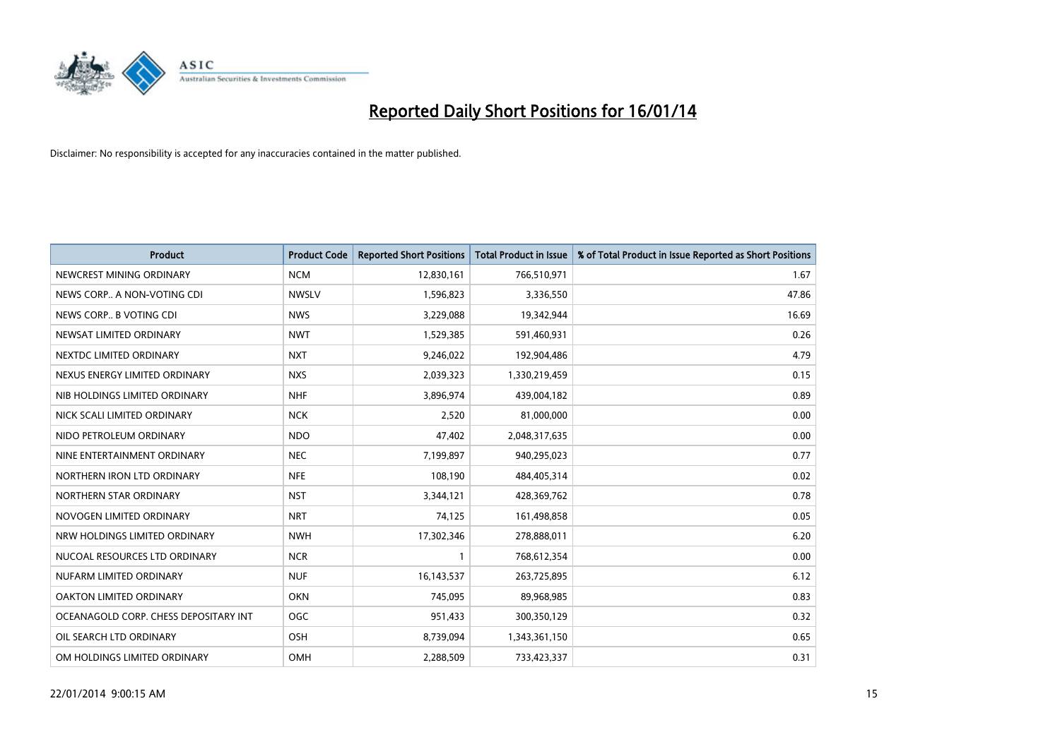# Reported Daily Short Positions for 16/01/14

Disclaimer: No responsibility is accepted for any inaccuracies contained in the matter published.

| Product | Product Code | Reported Short Positions | Total Product in Issue | % of Total Product in Issue Reported as Short Positions |
|---|---|---|---|---|
| NEWCREST MINING ORDINARY | NCM | 12,830,161 | 766,510,971 | 1.67 |
| NEWS CORP.. A NON-VOTING CDI | NWSLV | 1,596,823 | 3,336,550 | 47.86 |
| NEWS CORP.. B VOTING CDI | NWS | 3,229,088 | 19,342,944 | 16.69 |
| NEWSAT LIMITED ORDINARY | NWT | 1,529,385 | 591,460,931 | 0.26 |
| NEXTDC LIMITED ORDINARY | NXT | 9,246,022 | 192,904,486 | 4.79 |
| NEXUS ENERGY LIMITED ORDINARY | NXS | 2,039,323 | 1,330,219,459 | 0.15 |
| NIB HOLDINGS LIMITED ORDINARY | NHF | 3,896,974 | 439,004,182 | 0.89 |
| NICK SCALI LIMITED ORDINARY | NCK | 2,520 | 81,000,000 | 0.00 |
| NIDO PETROLEUM ORDINARY | NDO | 47,402 | 2,048,317,635 | 0.00 |
| NINE ENTERTAINMENT ORDINARY | NEC | 7,199,897 | 940,295,023 | 0.77 |
| NORTHERN IRON LTD ORDINARY | NFE | 108,190 | 484,405,314 | 0.02 |
| NORTHERN STAR ORDINARY | NST | 3,344,121 | 428,369,762 | 0.78 |
| NOVOGEN LIMITED ORDINARY | NRT | 74,125 | 161,498,858 | 0.05 |
| NRW HOLDINGS LIMITED ORDINARY | NWH | 17,302,346 | 278,888,011 | 6.20 |
| NUCOAL RESOURCES LTD ORDINARY | NCR | 1 | 768,612,354 | 0.00 |
| NUFARM LIMITED ORDINARY | NUF | 16,143,537 | 263,725,895 | 6.12 |
| OAKTON LIMITED ORDINARY | OKN | 745,095 | 89,968,985 | 0.83 |
| OCEANAGOLD CORP. CHESS DEPOSITARY INT | OGC | 951,433 | 300,350,129 | 0.32 |
| OIL SEARCH LTD ORDINARY | OSH | 8,739,094 | 1,343,361,150 | 0.65 |
| OM HOLDINGS LIMITED ORDINARY | OMH | 2,288,509 | 733,423,337 | 0.31 |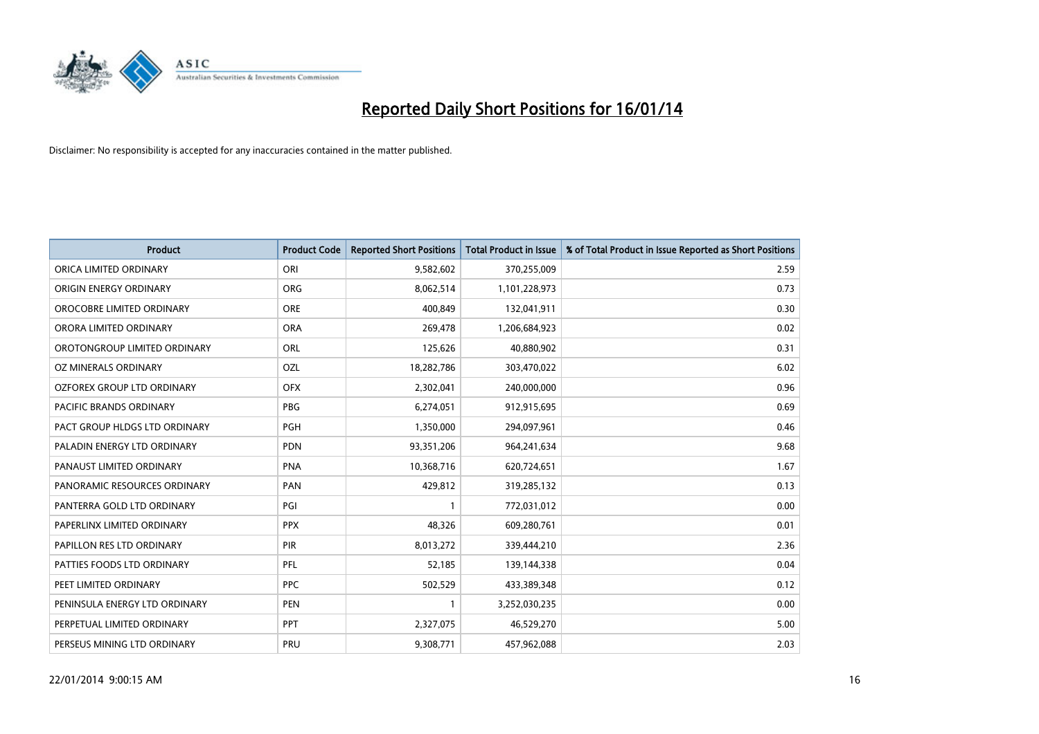# Reported Daily Short Positions for 16/01/14

Disclaimer: No responsibility is accepted for any inaccuracies contained in the matter published.

| Product | Product Code | Reported Short Positions | Total Product in Issue | % of Total Product in Issue Reported as Short Positions |
|---|---|---|---|---|
| ORICA LIMITED ORDINARY | ORI | 9,582,602 | 370,255,009 | 2.59 |
| ORIGIN ENERGY ORDINARY | ORG | 8,062,514 | 1,101,228,973 | 0.73 |
| OROCOBRE LIMITED ORDINARY | ORE | 400,849 | 132,041,911 | 0.30 |
| ORORA LIMITED ORDINARY | ORA | 269,478 | 1,206,684,923 | 0.02 |
| OROTONGROUP LIMITED ORDINARY | ORL | 125,626 | 40,880,902 | 0.31 |
| OZ MINERALS ORDINARY | OZL | 18,282,786 | 303,470,022 | 6.02 |
| OZFOREX GROUP LTD ORDINARY | OFX | 2,302,041 | 240,000,000 | 0.96 |
| PACIFIC BRANDS ORDINARY | PBG | 6,274,051 | 912,915,695 | 0.69 |
| PACT GROUP HLDGS LTD ORDINARY | PGH | 1,350,000 | 294,097,961 | 0.46 |
| PALADIN ENERGY LTD ORDINARY | PDN | 93,351,206 | 964,241,634 | 9.68 |
| PANAUST LIMITED ORDINARY | PNA | 10,368,716 | 620,724,651 | 1.67 |
| PANORAMIC RESOURCES ORDINARY | PAN | 429,812 | 319,285,132 | 0.13 |
| PANTERRA GOLD LTD ORDINARY | PGI | 1 | 772,031,012 | 0.00 |
| PAPERLINX LIMITED ORDINARY | PPX | 48,326 | 609,280,761 | 0.01 |
| PAPILLON RES LTD ORDINARY | PIR | 8,013,272 | 339,444,210 | 2.36 |
| PATTIES FOODS LTD ORDINARY | PFL | 52,185 | 139,144,338 | 0.04 |
| PEET LIMITED ORDINARY | PPC | 502,529 | 433,389,348 | 0.12 |
| PENINSULA ENERGY LTD ORDINARY | PEN | 1 | 3,252,030,235 | 0.00 |
| PERPETUAL LIMITED ORDINARY | PPT | 2,327,075 | 46,529,270 | 5.00 |
| PERSEUS MINING LTD ORDINARY | PRU | 9,308,771 | 457,962,088 | 2.03 |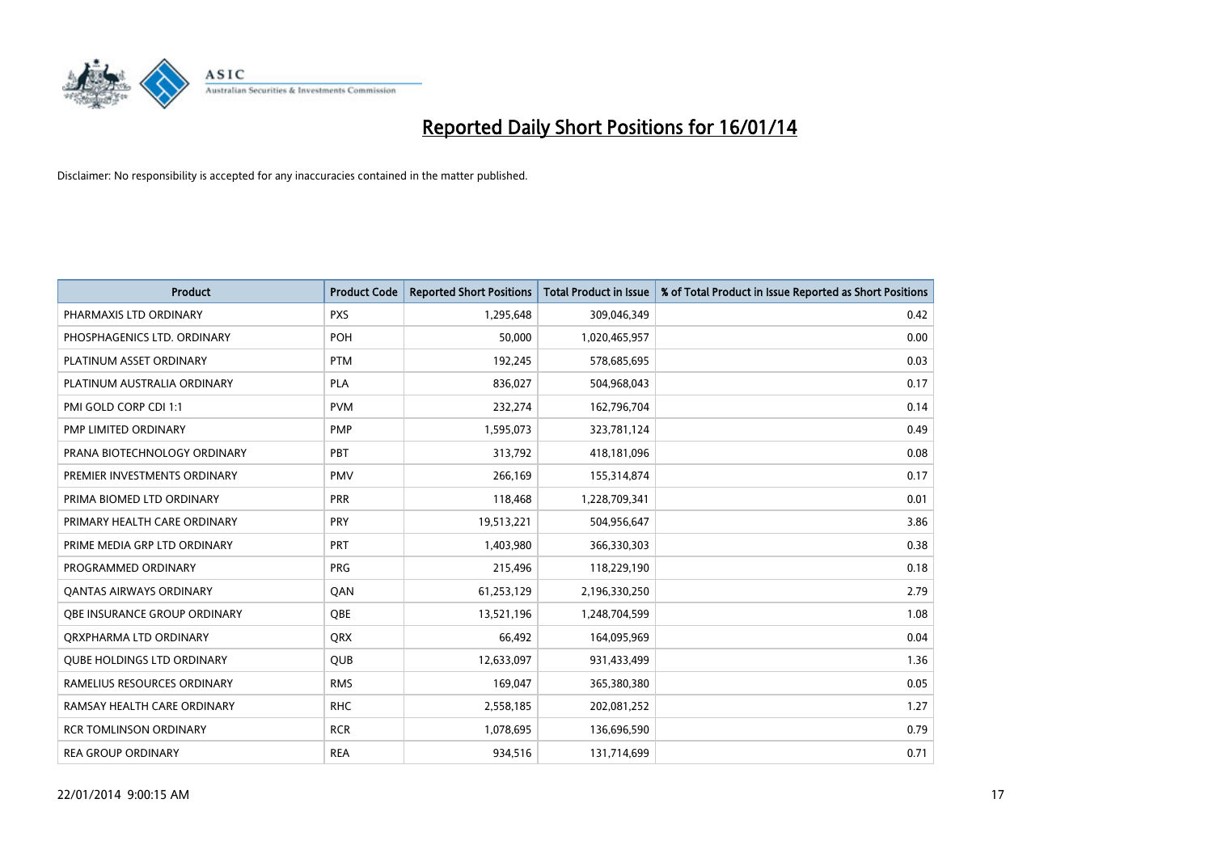# Reported Daily Short Positions for 16/01/14

Disclaimer: No responsibility is accepted for any inaccuracies contained in the matter published.

| Product | Product Code | Reported Short Positions | Total Product in Issue | % of Total Product in Issue Reported as Short Positions |
|---|---|---|---|---|
| PHARMAXIS LTD ORDINARY | PXS | 1,295,648 | 309,046,349 | 0.42 |
| PHOSPHAGENICS LTD. ORDINARY | POH | 50,000 | 1,020,465,957 | 0.00 |
| PLATINUM ASSET ORDINARY | PTM | 192,245 | 578,685,695 | 0.03 |
| PLATINUM AUSTRALIA ORDINARY | PLA | 836,027 | 504,968,043 | 0.17 |
| PMI GOLD CORP CDI 1:1 | PVM | 232,274 | 162,796,704 | 0.14 |
| PMP LIMITED ORDINARY | PMP | 1,595,073 | 323,781,124 | 0.49 |
| PRANA BIOTECHNOLOGY ORDINARY | PBT | 313,792 | 418,181,096 | 0.08 |
| PREMIER INVESTMENTS ORDINARY | PMV | 266,169 | 155,314,874 | 0.17 |
| PRIMA BIOMED LTD ORDINARY | PRR | 118,468 | 1,228,709,341 | 0.01 |
| PRIMARY HEALTH CARE ORDINARY | PRY | 19,513,221 | 504,956,647 | 3.86 |
| PRIME MEDIA GRP LTD ORDINARY | PRT | 1,403,980 | 366,330,303 | 0.38 |
| PROGRAMMED ORDINARY | PRG | 215,496 | 118,229,190 | 0.18 |
| QANTAS AIRWAYS ORDINARY | QAN | 61,253,129 | 2,196,330,250 | 2.79 |
| QBE INSURANCE GROUP ORDINARY | QBE | 13,521,196 | 1,248,704,599 | 1.08 |
| QRXPHARMA LTD ORDINARY | QRX | 66,492 | 164,095,969 | 0.04 |
| QUBE HOLDINGS LTD ORDINARY | QUB | 12,633,097 | 931,433,499 | 1.36 |
| RAMELIUS RESOURCES ORDINARY | RMS | 169,047 | 365,380,380 | 0.05 |
| RAMSAY HEALTH CARE ORDINARY | RHC | 2,558,185 | 202,081,252 | 1.27 |
| RCR TOMLINSON ORDINARY | RCR | 1,078,695 | 136,696,590 | 0.79 |
| REA GROUP ORDINARY | REA | 934,516 | 131,714,699 | 0.71 |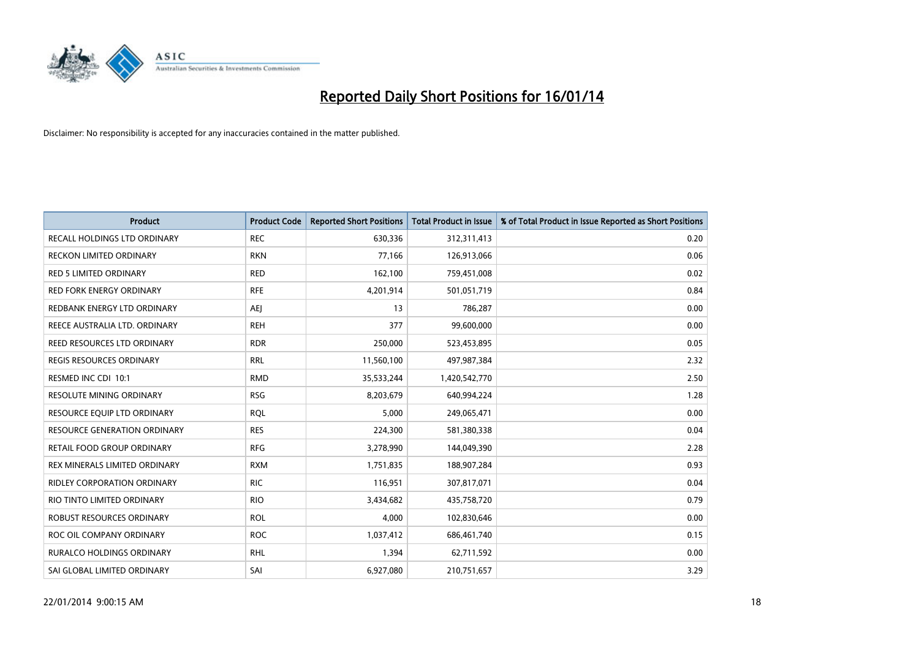# Reported Daily Short Positions for 16/01/14

Disclaimer: No responsibility is accepted for any inaccuracies contained in the matter published.

| Product | Product Code | Reported Short Positions | Total Product in Issue | % of Total Product in Issue Reported as Short Positions |
|---|---|---|---|---|
| RECALL HOLDINGS LTD ORDINARY | REC | 630,336 | 312,311,413 | 0.20 |
| RECKON LIMITED ORDINARY | RKN | 77,166 | 126,913,066 | 0.06 |
| RED 5 LIMITED ORDINARY | RED | 162,100 | 759,451,008 | 0.02 |
| RED FORK ENERGY ORDINARY | RFE | 4,201,914 | 501,051,719 | 0.84 |
| REDBANK ENERGY LTD ORDINARY | AEJ | 13 | 786,287 | 0.00 |
| REECE AUSTRALIA LTD. ORDINARY | REH | 377 | 99,600,000 | 0.00 |
| REED RESOURCES LTD ORDINARY | RDR | 250,000 | 523,453,895 | 0.05 |
| REGIS RESOURCES ORDINARY | RRL | 11,560,100 | 497,987,384 | 2.32 |
| RESMED INC CDI 10:1 | RMD | 35,533,244 | 1,420,542,770 | 2.50 |
| RESOLUTE MINING ORDINARY | RSG | 8,203,679 | 640,994,224 | 1.28 |
| RESOURCE EQUIP LTD ORDINARY | RQL | 5,000 | 249,065,471 | 0.00 |
| RESOURCE GENERATION ORDINARY | RES | 224,300 | 581,380,338 | 0.04 |
| RETAIL FOOD GROUP ORDINARY | RFG | 3,278,990 | 144,049,390 | 2.28 |
| REX MINERALS LIMITED ORDINARY | RXM | 1,751,835 | 188,907,284 | 0.93 |
| RIDLEY CORPORATION ORDINARY | RIC | 116,951 | 307,817,071 | 0.04 |
| RIO TINTO LIMITED ORDINARY | RIO | 3,434,682 | 435,758,720 | 0.79 |
| ROBUST RESOURCES ORDINARY | ROL | 4,000 | 102,830,646 | 0.00 |
| ROC OIL COMPANY ORDINARY | ROC | 1,037,412 | 686,461,740 | 0.15 |
| RURALCO HOLDINGS ORDINARY | RHL | 1,394 | 62,711,592 | 0.00 |
| SAI GLOBAL LIMITED ORDINARY | SAI | 6,927,080 | 210,751,657 | 3.29 |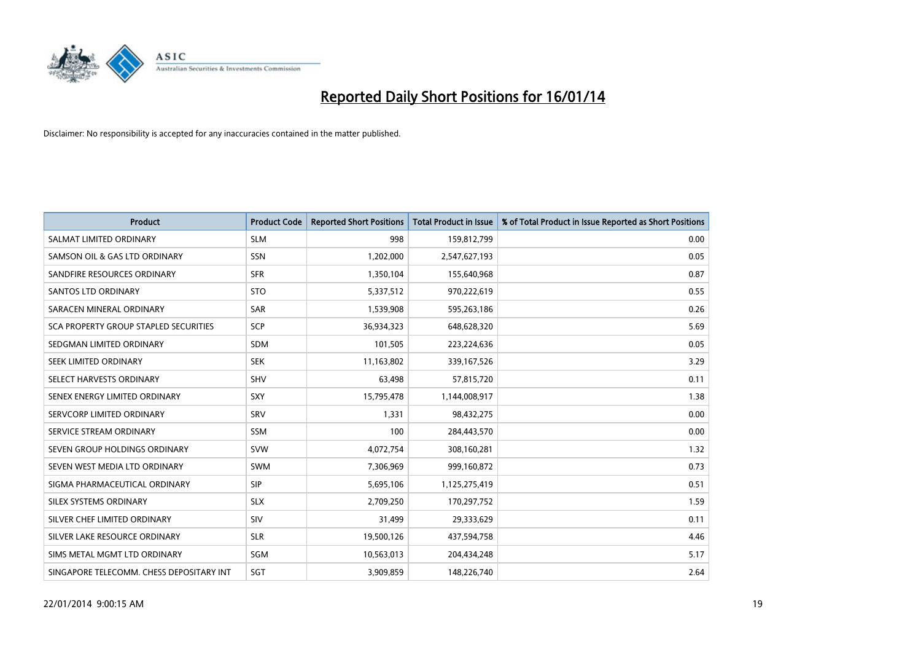# Reported Daily Short Positions for 16/01/14

Disclaimer: No responsibility is accepted for any inaccuracies contained in the matter published.

| Product | Product Code | Reported Short Positions | Total Product in Issue | % of Total Product in Issue Reported as Short Positions |
|---|---|---|---|---|
| SALMAT LIMITED ORDINARY | SLM | 998 | 159,812,799 | 0.00 |
| SAMSON OIL & GAS LTD ORDINARY | SSN | 1,202,000 | 2,547,627,193 | 0.05 |
| SANDFIRE RESOURCES ORDINARY | SFR | 1,350,104 | 155,640,968 | 0.87 |
| SANTOS LTD ORDINARY | STO | 5,337,512 | 970,222,619 | 0.55 |
| SARACEN MINERAL ORDINARY | SAR | 1,539,908 | 595,263,186 | 0.26 |
| SCA PROPERTY GROUP STAPLED SECURITIES | SCP | 36,934,323 | 648,628,320 | 5.69 |
| SEDGMAN LIMITED ORDINARY | SDM | 101,505 | 223,224,636 | 0.05 |
| SEEK LIMITED ORDINARY | SEK | 11,163,802 | 339,167,526 | 3.29 |
| SELECT HARVESTS ORDINARY | SHV | 63,498 | 57,815,720 | 0.11 |
| SENEX ENERGY LIMITED ORDINARY | SXY | 15,795,478 | 1,144,008,917 | 1.38 |
| SERVCORP LIMITED ORDINARY | SRV | 1,331 | 98,432,275 | 0.00 |
| SERVICE STREAM ORDINARY | SSM | 100 | 284,443,570 | 0.00 |
| SEVEN GROUP HOLDINGS ORDINARY | SVW | 4,072,754 | 308,160,281 | 1.32 |
| SEVEN WEST MEDIA LTD ORDINARY | SWM | 7,306,969 | 999,160,872 | 0.73 |
| SIGMA PHARMACEUTICAL ORDINARY | SIP | 5,695,106 | 1,125,275,419 | 0.51 |
| SILEX SYSTEMS ORDINARY | SLX | 2,709,250 | 170,297,752 | 1.59 |
| SILVER CHEF LIMITED ORDINARY | SIV | 31,499 | 29,333,629 | 0.11 |
| SILVER LAKE RESOURCE ORDINARY | SLR | 19,500,126 | 437,594,758 | 4.46 |
| SIMS METAL MGMT LTD ORDINARY | SGM | 10,563,013 | 204,434,248 | 5.17 |
| SINGAPORE TELECOMM. CHESS DEPOSITARY INT | SGT | 3,909,859 | 148,226,740 | 2.64 |

22/01/2014 9:00:15 AM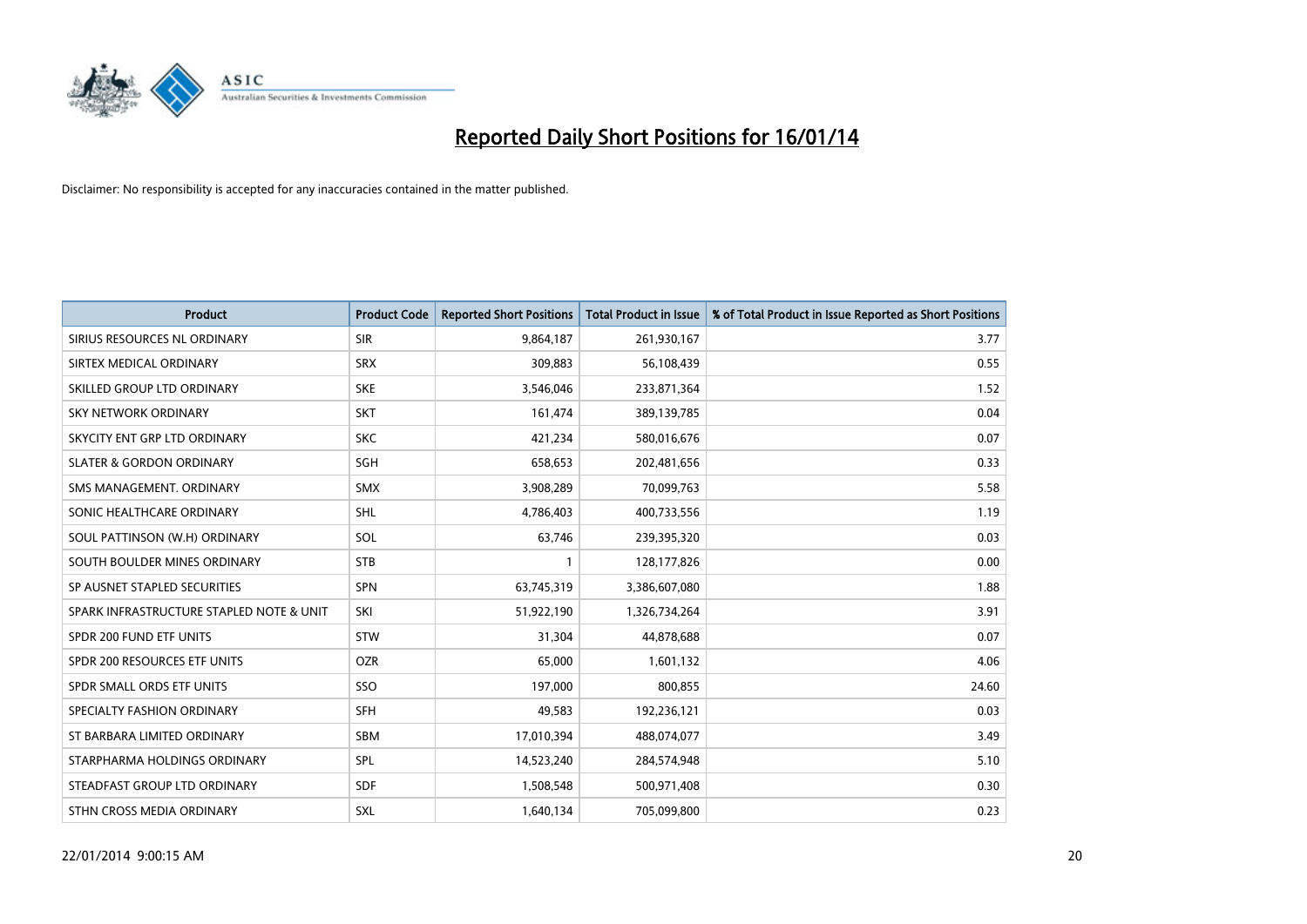# Reported Daily Short Positions for 16/01/14

Disclaimer: No responsibility is accepted for any inaccuracies contained in the matter published.

| Product | Product Code | Reported Short Positions | Total Product in Issue | % of Total Product in Issue Reported as Short Positions |
|---|---|---|---|---|
| SIRIUS RESOURCES NL ORDINARY | SIR | 9,864,187 | 261,930,167 | 3.77 |
| SIRTEX MEDICAL ORDINARY | SRX | 309,883 | 56,108,439 | 0.55 |
| SKILLED GROUP LTD ORDINARY | SKE | 3,546,046 | 233,871,364 | 1.52 |
| SKY NETWORK ORDINARY | SKT | 161,474 | 389,139,785 | 0.04 |
| SKYCITY ENT GRP LTD ORDINARY | SKC | 421,234 | 580,016,676 | 0.07 |
| SLATER & GORDON ORDINARY | SGH | 658,653 | 202,481,656 | 0.33 |
| SMS MANAGEMENT. ORDINARY | SMX | 3,908,289 | 70,099,763 | 5.58 |
| SONIC HEALTHCARE ORDINARY | SHL | 4,786,403 | 400,733,556 | 1.19 |
| SOUL PATTINSON (W.H) ORDINARY | SOL | 63,746 | 239,395,320 | 0.03 |
| SOUTH BOULDER MINES ORDINARY | STB | 1 | 128,177,826 | 0.00 |
| SP AUSNET STAPLED SECURITIES | SPN | 63,745,319 | 3,386,607,080 | 1.88 |
| SPARK INFRASTRUCTURE STAPLED NOTE & UNIT | SKI | 51,922,190 | 1,326,734,264 | 3.91 |
| SPDR 200 FUND ETF UNITS | STW | 31,304 | 44,878,688 | 0.07 |
| SPDR 200 RESOURCES ETF UNITS | OZR | 65,000 | 1,601,132 | 4.06 |
| SPDR SMALL ORDS ETF UNITS | SSO | 197,000 | 800,855 | 24.60 |
| SPECIALTY FASHION ORDINARY | SFH | 49,583 | 192,236,121 | 0.03 |
| ST BARBARA LIMITED ORDINARY | SBM | 17,010,394 | 488,074,077 | 3.49 |
| STARPHARMA HOLDINGS ORDINARY | SPL | 14,523,240 | 284,574,948 | 5.10 |
| STEADFAST GROUP LTD ORDINARY | SDF | 1,508,548 | 500,971,408 | 0.30 |
| STHN CROSS MEDIA ORDINARY | SXL | 1,640,134 | 705,099,800 | 0.23 |

22/01/2014 9:00:15 AM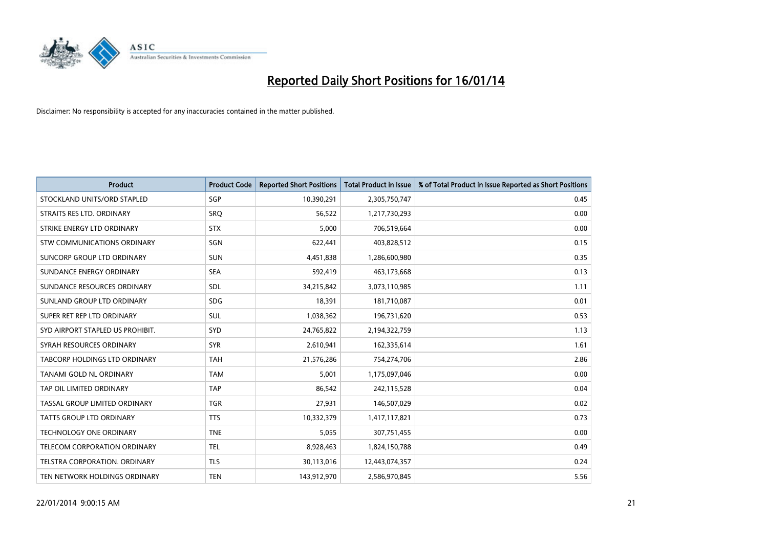# Reported Daily Short Positions for 16/01/14

Disclaimer: No responsibility is accepted for any inaccuracies contained in the matter published.

| Product | Product Code | Reported Short Positions | Total Product in Issue | % of Total Product in Issue Reported as Short Positions |
|---|---|---|---|---|
| STOCKLAND UNITS/ORD STAPLED | SGP | 10,390,291 | 2,305,750,747 | 0.45 |
| STRAITS RES LTD. ORDINARY | SRQ | 56,522 | 1,217,730,293 | 0.00 |
| STRIKE ENERGY LTD ORDINARY | STX | 5,000 | 706,519,664 | 0.00 |
| STW COMMUNICATIONS ORDINARY | SGN | 622,441 | 403,828,512 | 0.15 |
| SUNCORP GROUP LTD ORDINARY | SUN | 4,451,838 | 1,286,600,980 | 0.35 |
| SUNDANCE ENERGY ORDINARY | SEA | 592,419 | 463,173,668 | 0.13 |
| SUNDANCE RESOURCES ORDINARY | SDL | 34,215,842 | 3,073,110,985 | 1.11 |
| SUNLAND GROUP LTD ORDINARY | SDG | 18,391 | 181,710,087 | 0.01 |
| SUPER RET REP LTD ORDINARY | SUL | 1,038,362 | 196,731,620 | 0.53 |
| SYD AIRPORT STAPLED US PROHIBIT. | SYD | 24,765,822 | 2,194,322,759 | 1.13 |
| SYRAH RESOURCES ORDINARY | SYR | 2,610,941 | 162,335,614 | 1.61 |
| TABCORP HOLDINGS LTD ORDINARY | TAH | 21,576,286 | 754,274,706 | 2.86 |
| TANAMI GOLD NL ORDINARY | TAM | 5,001 | 1,175,097,046 | 0.00 |
| TAP OIL LIMITED ORDINARY | TAP | 86,542 | 242,115,528 | 0.04 |
| TASSAL GROUP LIMITED ORDINARY | TGR | 27,931 | 146,507,029 | 0.02 |
| TATTS GROUP LTD ORDINARY | TTS | 10,332,379 | 1,417,117,821 | 0.73 |
| TECHNOLOGY ONE ORDINARY | TNE | 5,055 | 307,751,455 | 0.00 |
| TELECOM CORPORATION ORDINARY | TEL | 8,928,463 | 1,824,150,788 | 0.49 |
| TELSTRA CORPORATION. ORDINARY | TLS | 30,113,016 | 12,443,074,357 | 0.24 |
| TEN NETWORK HOLDINGS ORDINARY | TEN | 143,912,970 | 2,586,970,845 | 5.56 |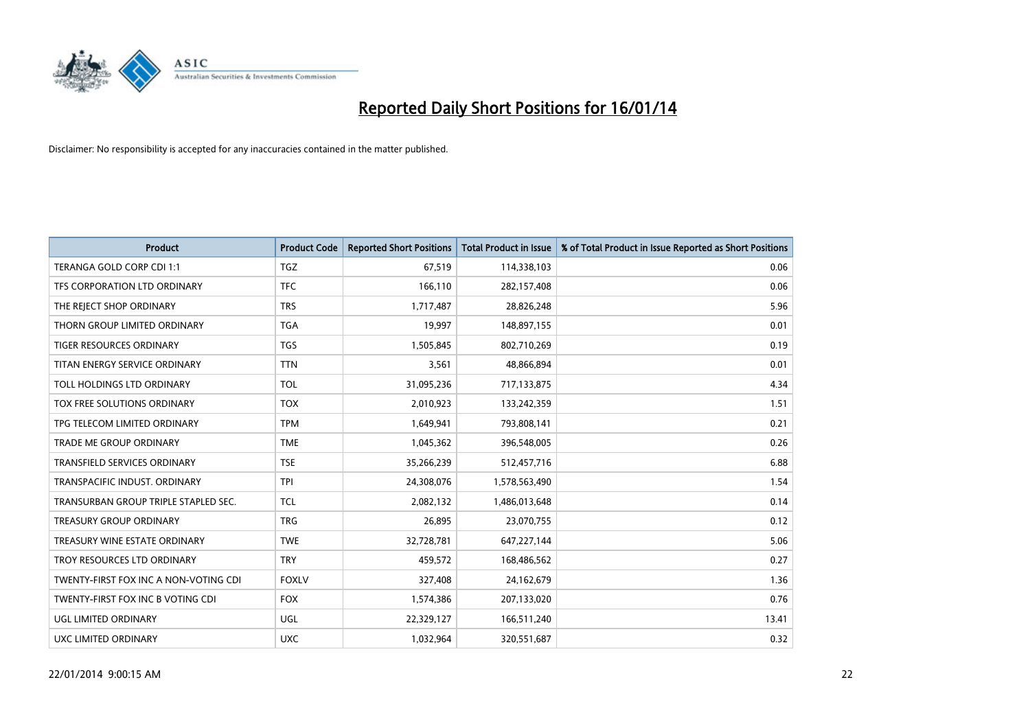# Reported Daily Short Positions for 16/01/14

Disclaimer: No responsibility is accepted for any inaccuracies contained in the matter published.

| Product | Product Code | Reported Short Positions | Total Product in Issue | % of Total Product in Issue Reported as Short Positions |
|---|---|---|---|---|
| TERANGA GOLD CORP CDI 1:1 | TGZ | 67,519 | 114,338,103 | 0.06 |
| TFS CORPORATION LTD ORDINARY | TFC | 166,110 | 282,157,408 | 0.06 |
| THE REJECT SHOP ORDINARY | TRS | 1,717,487 | 28,826,248 | 5.96 |
| THORN GROUP LIMITED ORDINARY | TGA | 19,997 | 148,897,155 | 0.01 |
| TIGER RESOURCES ORDINARY | TGS | 1,505,845 | 802,710,269 | 0.19 |
| TITAN ENERGY SERVICE ORDINARY | TTN | 3,561 | 48,866,894 | 0.01 |
| TOLL HOLDINGS LTD ORDINARY | TOL | 31,095,236 | 717,133,875 | 4.34 |
| TOX FREE SOLUTIONS ORDINARY | TOX | 2,010,923 | 133,242,359 | 1.51 |
| TPG TELECOM LIMITED ORDINARY | TPM | 1,649,941 | 793,808,141 | 0.21 |
| TRADE ME GROUP ORDINARY | TME | 1,045,362 | 396,548,005 | 0.26 |
| TRANSFIELD SERVICES ORDINARY | TSE | 35,266,239 | 512,457,716 | 6.88 |
| TRANSPACIFIC INDUST. ORDINARY | TPI | 24,308,076 | 1,578,563,490 | 1.54 |
| TRANSURBAN GROUP TRIPLE STAPLED SEC. | TCL | 2,082,132 | 1,486,013,648 | 0.14 |
| TREASURY GROUP ORDINARY | TRG | 26,895 | 23,070,755 | 0.12 |
| TREASURY WINE ESTATE ORDINARY | TWE | 32,728,781 | 647,227,144 | 5.06 |
| TROY RESOURCES LTD ORDINARY | TRY | 459,572 | 168,486,562 | 0.27 |
| TWENTY-FIRST FOX INC A NON-VOTING CDI | FOXLV | 327,408 | 24,162,679 | 1.36 |
| TWENTY-FIRST FOX INC B VOTING CDI | FOX | 1,574,386 | 207,133,020 | 0.76 |
| UGL LIMITED ORDINARY | UGL | 22,329,127 | 166,511,240 | 13.41 |
| UXC LIMITED ORDINARY | UXC | 1,032,964 | 320,551,687 | 0.32 |

22/01/2014 9:00:15 AM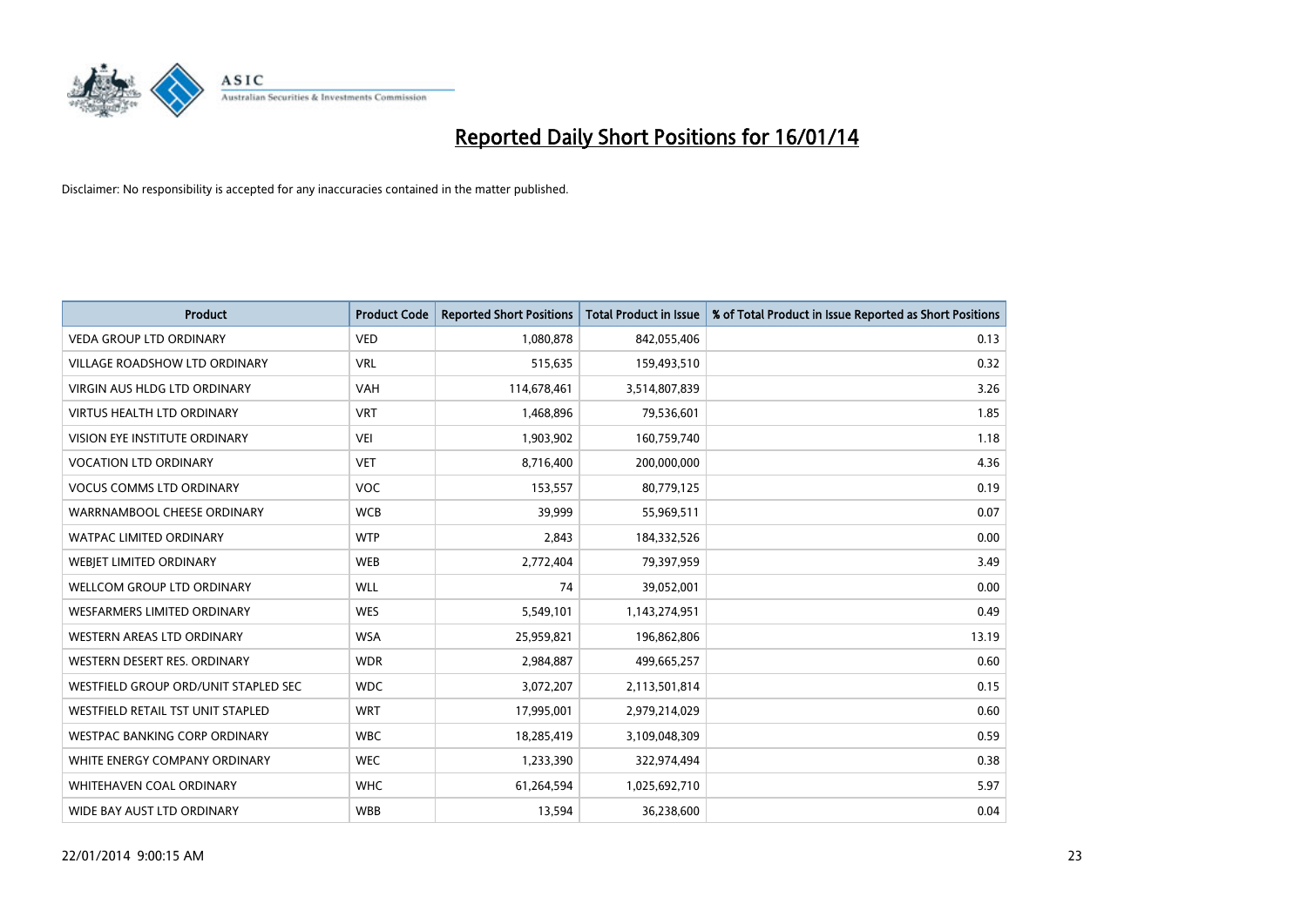# Reported Daily Short Positions for 16/01/14

Disclaimer: No responsibility is accepted for any inaccuracies contained in the matter published.

| Product | Product Code | Reported Short Positions | Total Product in Issue | % of Total Product in Issue Reported as Short Positions |
|---|---|---|---|---|
| VEDA GROUP LTD ORDINARY | VED | 1,080,878 | 842,055,406 | 0.13 |
| VILLAGE ROADSHOW LTD ORDINARY | VRL | 515,635 | 159,493,510 | 0.32 |
| VIRGIN AUS HLDG LTD ORDINARY | VAH | 114,678,461 | 3,514,807,839 | 3.26 |
| VIRTUS HEALTH LTD ORDINARY | VRT | 1,468,896 | 79,536,601 | 1.85 |
| VISION EYE INSTITUTE ORDINARY | VEI | 1,903,902 | 160,759,740 | 1.18 |
| VOCATION LTD ORDINARY | VET | 8,716,400 | 200,000,000 | 4.36 |
| VOCUS COMMS LTD ORDINARY | VOC | 153,557 | 80,779,125 | 0.19 |
| WARRNAMBOOL CHEESE ORDINARY | WCB | 39,999 | 55,969,511 | 0.07 |
| WATPAC LIMITED ORDINARY | WTP | 2,843 | 184,332,526 | 0.00 |
| WEBJET LIMITED ORDINARY | WEB | 2,772,404 | 79,397,959 | 3.49 |
| WELLCOM GROUP LTD ORDINARY | WLL | 74 | 39,052,001 | 0.00 |
| WESFARMERS LIMITED ORDINARY | WES | 5,549,101 | 1,143,274,951 | 0.49 |
| WESTERN AREAS LTD ORDINARY | WSA | 25,959,821 | 196,862,806 | 13.19 |
| WESTERN DESERT RES. ORDINARY | WDR | 2,984,887 | 499,665,257 | 0.60 |
| WESTFIELD GROUP ORD/UNIT STAPLED SEC | WDC | 3,072,207 | 2,113,501,814 | 0.15 |
| WESTFIELD RETAIL TST UNIT STAPLED | WRT | 17,995,001 | 2,979,214,029 | 0.60 |
| WESTPAC BANKING CORP ORDINARY | WBC | 18,285,419 | 3,109,048,309 | 0.59 |
| WHITE ENERGY COMPANY ORDINARY | WEC | 1,233,390 | 322,974,494 | 0.38 |
| WHITEHAVEN COAL ORDINARY | WHC | 61,264,594 | 1,025,692,710 | 5.97 |
| WIDE BAY AUST LTD ORDINARY | WBB | 13,594 | 36,238,600 | 0.04 |

22/01/2014 9:00:15 AM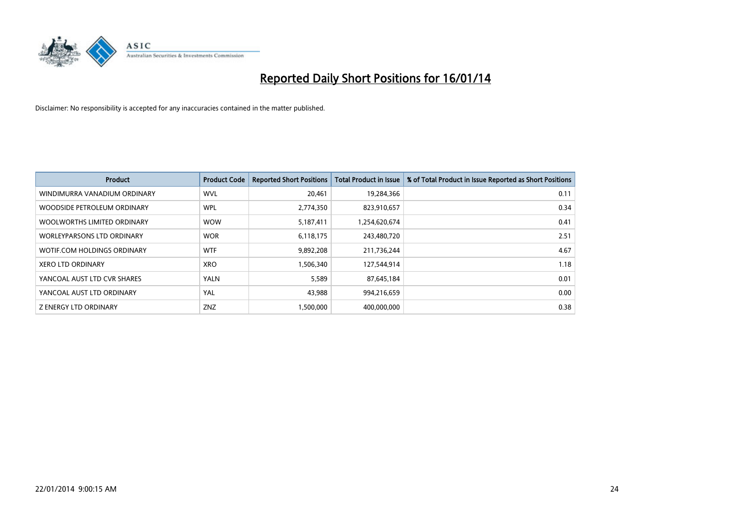# Reported Daily Short Positions for 16/01/14

Disclaimer: No responsibility is accepted for any inaccuracies contained in the matter published.

| Product | Product Code | Reported Short Positions | Total Product in Issue | % of Total Product in Issue Reported as Short Positions |
|---|---|---|---|---|
| WINDIMURRA VANADIUM ORDINARY | WVL | 20,461 | 19,284,366 | 0.11 |
| WOODSIDE PETROLEUM ORDINARY | WPL | 2,774,350 | 823,910,657 | 0.34 |
| WOOLWORTHS LIMITED ORDINARY | WOW | 5,187,411 | 1,254,620,674 | 0.41 |
| WORLEYPARSONS LTD ORDINARY | WOR | 6,118,175 | 243,480,720 | 2.51 |
| WOTIF.COM HOLDINGS ORDINARY | WTF | 9,892,208 | 211,736,244 | 4.67 |
| XERO LTD ORDINARY | XRO | 1,506,340 | 127,544,914 | 1.18 |
| YANCOAL AUST LTD CVR SHARES | YALN | 5,589 | 87,645,184 | 0.01 |
| YANCOAL AUST LTD ORDINARY | YAL | 43,988 | 994,216,659 | 0.00 |
| Z ENERGY LTD ORDINARY | ZNZ | 1,500,000 | 400,000,000 | 0.38 |

22/01/2014 9:00:15 AM